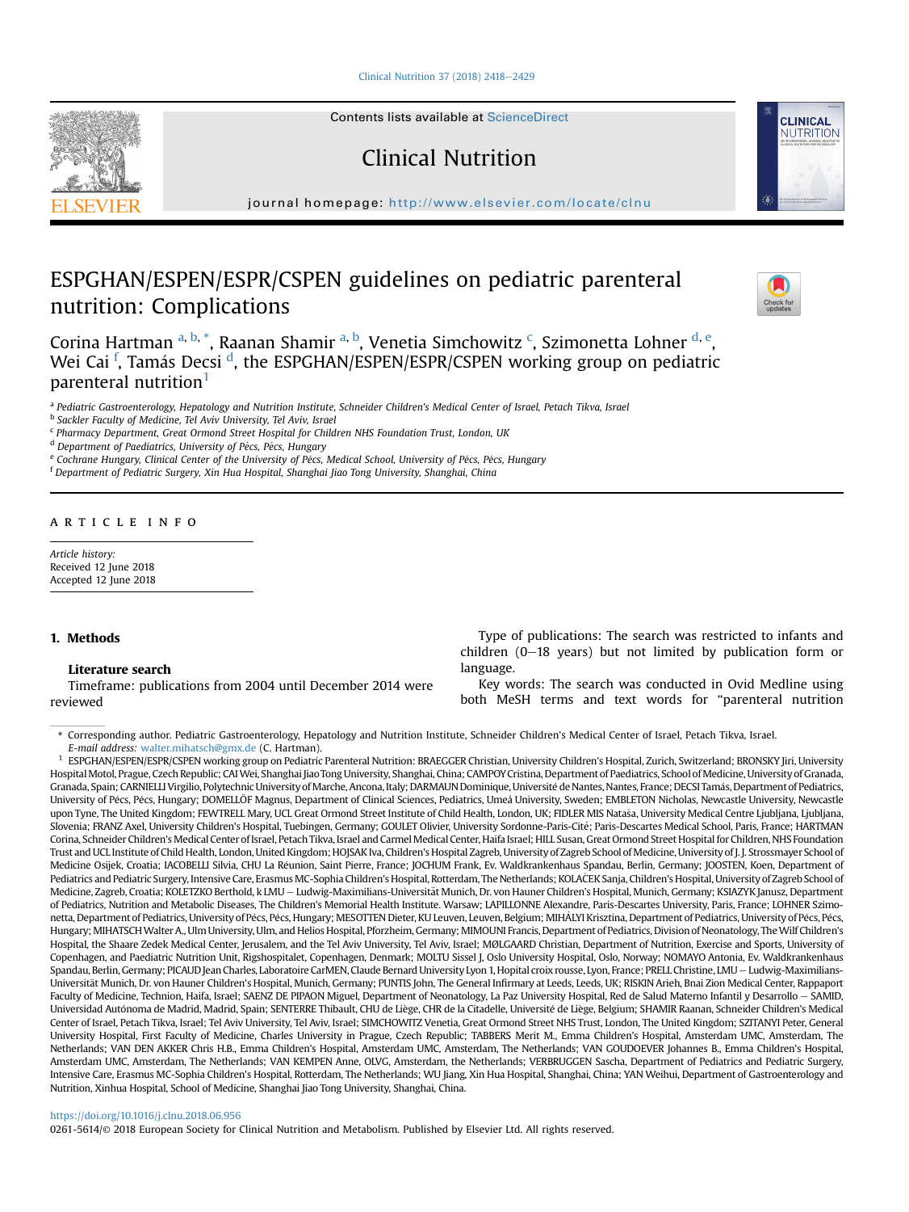Contents lists available at ScienceDirect

# Clinical Nutrition

journal homepage: http://www.elsevier.com/locate/clnu

# ESPGHAN/ESPEN/ESPR/CSPEN guidelines on pediatric parenteral nutrition: Complications

Corina Hartman [a, b, *], Raanan Shamir [a, b], Venetia Simchowitz [c], Szimonetta Lohner [d, e], Wei Cai [f], Tamás Decsi [d], the ESPGHAN/ESPEN/ESPR/CSPEN working group on pediatric parenteral nutrition[1]

[a] Pediatric Gastroenterology, Hepatology and Nutrition Institute, Schneider Children's Medical Center of Israel, Petach Tikva, Israel
[b] Sackler Faculty of Medicine, Tel Aviv University, Tel Aviv, Israel
[c] Pharmacy Department, Great Ormond Street Hospital for Children NHS Foundation Trust, London, UK
[d] Department of Paediatrics, University of Pécs, Pécs, Hungary
[e] Cochrane Hungary, Clinical Center of the University of Pécs, Medical School, University of Pécs, Pécs, Hungary
[f] Department of Pediatric Surgery, Xin Hua Hospital, Shanghai Jiao Tong University, Shanghai, China

ARTICLE INFO

*Article history:*
Received 12 June 2018
Accepted 12 June 2018

## 1. Methods

**Literature search**

Timeframe: publications from 2004 until December 2014 were reviewed

Type of publications: The search was restricted to infants and children (0–18 years) but not limited by publication form or language.

Key words: The search was conducted in Ovid Medline using both MeSH terms and text words for "parenteral nutrition

---

\* Corresponding author. Pediatric Gastroenterology, Hepatology and Nutrition Institute, Schneider Children's Medical Center of Israel, Petach Tikva, Israel.
*E-mail address:* walter.mihatsch@gmx.de (C. Hartman).

[1] ESPGHAN/ESPEN/ESPR/CSPEN working group on Pediatric Parenteral Nutrition: BRAEGGER Christian, University Children's Hospital, Zurich, Switzerland; BRONSKY Jiri, University Hospital Motol, Prague, Czech Republic; CAI Wei, Shanghai Jiao Tong University, Shanghai, China; CAMPOY Cristina, Department of Paediatrics, School of Medicine, University of Granada, Granada, Spain; CARNIELLI Virgilio, Polytechnic University of Marche, Ancona, Italy; DARMAUN Dominique, Université de Nantes, Nantes, France; DECSI Tamás, Department of Pediatrics, University of Pécs, Pécs, Hungary; DOMELLÖF Magnus, Department of Clinical Sciences, Pediatrics, Umeå University, Sweden; EMBLETON Nicholas, Newcastle University, Newcastle upon Tyne, The United Kingdom; FEWTRELL Mary, UCL Great Ormond Street Institute of Child Health, London, UK; FIDLER MIS Nataša, University Medical Centre Ljubljana, Ljubljana, Slovenia; FRANZ Axel, University Children's Hospital, Tuebingen, Germany; GOULET Olivier, University Sordonne-Paris-Cité; Paris-Descartes Medical School, Paris, France; HARTMAN Corina, Schneider Children's Medical Center of Israel, Petach Tikva, Israel and Carmel Medical Center, Haifa Israel; HILL Susan, Great Ormond Street Hospital for Children, NHS Foundation Trust and UCL Institute of Child Health, London, United Kingdom; HOJSAK Iva, Children's Hospital Zagreb, University of Zagreb School of Medicine, University of J. J. Strossmayer School of Medicine Osijek, Croatia; IACOBELLI Silvia, CHU La Réunion, Saint Pierre, France; JOCHUM Frank, Ev. Waldkrankenhaus Spandau, Berlin, Germany; JOOSTEN, Koen, Department of Pediatrics and Pediatric Surgery, Intensive Care, Erasmus MC-Sophia Children's Hospital, Rotterdam, The Netherlands; KOLAČEK Sanja, Children's Hospital, University of Zagreb School of Medicine, Zagreb, Croatia; KOLETZKO Berthold, k LMU – Ludwig-Maximilians-Universität Munich, Dr. von Hauner Children's Hospital, Munich, Germany; KSIAZYK Janusz, Department of Pediatrics, Nutrition and Metabolic Diseases, The Children's Memorial Health Institute. Warsaw; LAPILLONNE Alexandre, Paris-Descartes University, Paris, France; LOHNER Szimonetta, Department of Pediatrics, University of Pécs, Pécs, Hungary; MESOTTEN Dieter, KU Leuven, Leuven, Belgium; MIHÁLYI Krisztina, Department of Pediatrics, University of Pécs, Pécs, Hungary; MIHATSCH Walter A., Ulm University, Ulm, and Helios Hospital, Pforzheim, Germany; MIMOUNI Francis, Department of Pediatrics, Division of Neonatology, The Wilf Children's Hospital, the Shaare Zedek Medical Center, Jerusalem, and the Tel Aviv University, Tel Aviv, Israel; MØLGAARD Christian, Department of Nutrition, Exercise and Sports, University of Copenhagen, and Paediatric Nutrition Unit, Rigshospitalet, Copenhagen, Denmark; MOLTU Sissel J, Oslo University Hospital, Oslo, Norway; NOMAYO Antonia, Ev. Waldkrankenhaus Spandau, Berlin, Germany; PICAUD Jean Charles, Laboratoire CarMEN, Claude Bernard University Lyon 1, Hopital croix rousse, Lyon, France; PRELL Christine, LMU – Ludwig-Maximilians-Universität Munich, Dr. von Hauner Children's Hospital, Munich, Germany; PUNTIS John, The General Infirmary at Leeds, Leeds, UK; RISKIN Arieh, Bnai Zion Medical Center, Rappaport Faculty of Medicine, Technion, Haifa, Israel; SAENZ DE PIPAON Miguel, Department of Neonatology, La Paz University Hospital, Red de Salud Materno Infantil y Desarrollo – SAMID, Universidad Autónoma de Madrid, Madrid, Spain; SENTERRE Thibault, CHU de Liège, CHR de la Citadelle, Université de Liège, Belgium; SHAMIR Raanan, Schneider Children's Medical Center of Israel, Petach Tikva, Israel; Tel Aviv University, Tel Aviv, Israel; SIMCHOWITZ Venetia, Great Ormond Street NHS Trust, London, The United Kingdom; SZITANYI Peter, General University Hospital, First Faculty of Medicine, Charles University in Prague, Czech Republic; TABBERS Merit M., Emma Children's Hospital, Amsterdam UMC, Amsterdam, The Netherlands; VAN DEN AKKER Chris H.B., Emma Children's Hospital, Amsterdam UMC, Amsterdam, The Netherlands; VAN GOUDOEVER Johannes B., Emma Children's Hospital, Amsterdam UMC, Amsterdam, The Netherlands; VAN KEMPEN Anne, OLVG, Amsterdam, the Netherlands; VERBRUGGEN Sascha, Department of Pediatrics and Pediatric Surgery, Intensive Care, Erasmus MC-Sophia Children's Hospital, Rotterdam, The Netherlands; WU Jiang, Xin Hua Hospital, Shanghai, China; YAN Weihui, Department of Gastroenterology and Nutrition, Xinhua Hospital, School of Medicine, Shanghai Jiao Tong University, Shanghai, China.

https://doi.org/10.1016/j.clnu.2018.06.956
0261-5614/© 2018 European Society for Clinical Nutrition and Metabolism. Published by Elsevier Ltd. All rights reserved.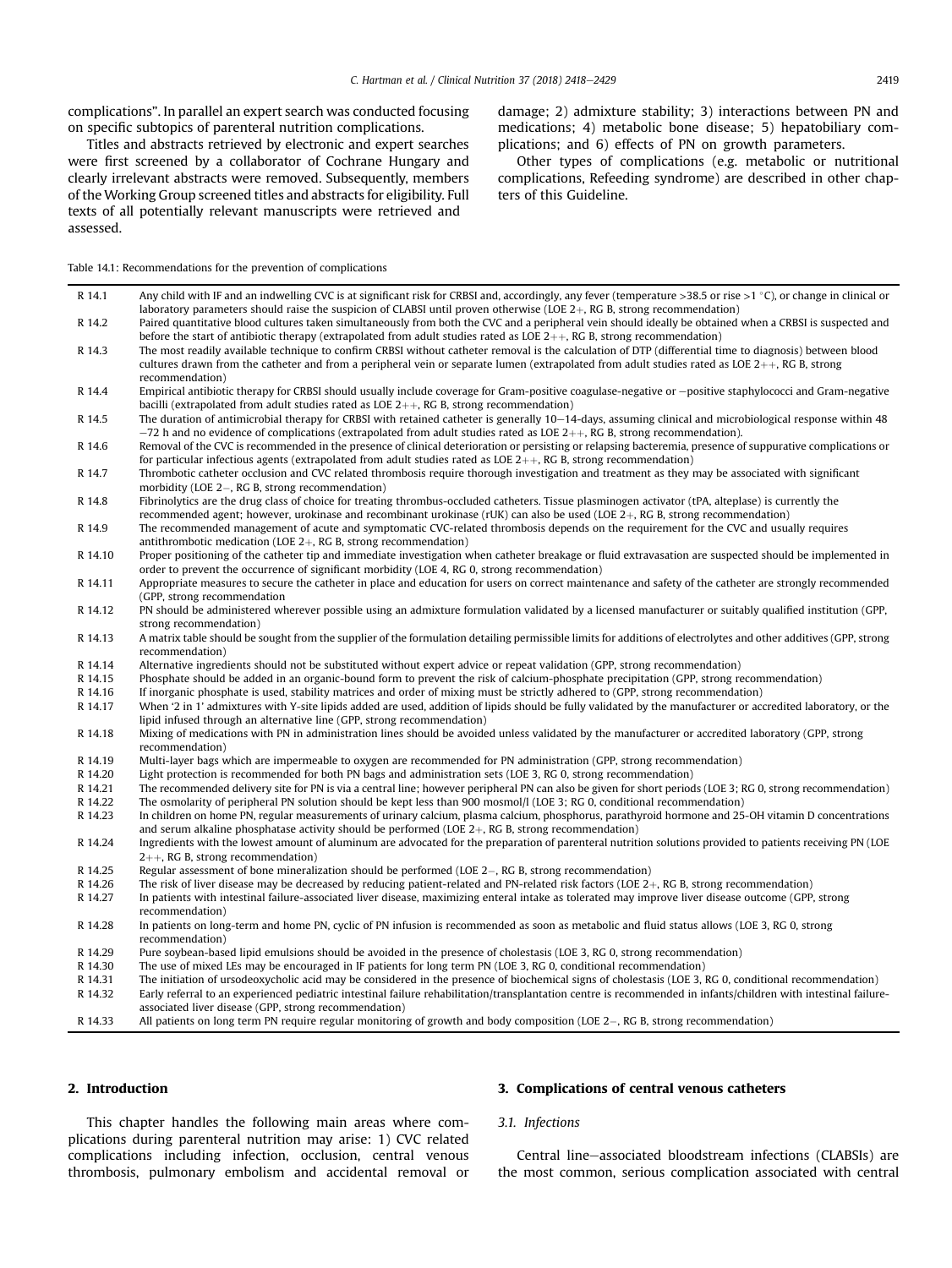complications". In parallel an expert search was conducted focusing on specific subtopics of parenteral nutrition complications.

Titles and abstracts retrieved by electronic and expert searches were first screened by a collaborator of Cochrane Hungary and clearly irrelevant abstracts were removed. Subsequently, members of the Working Group screened titles and abstracts for eligibility. Full texts of all potentially relevant manuscripts were retrieved and assessed.

damage; 2) admixture stability; 3) interactions between PN and medications; 4) metabolic bone disease; 5) hepatobiliary complications; and 6) effects of PN on growth parameters.

Other types of complications (e.g. metabolic or nutritional complications, Refeeding syndrome) are described in other chapters of this Guideline.

Table 14.1: Recommendations for the prevention of complications

| | |
|---|---|
| R 14.1 | Any child with IF and an indwelling CVC is at significant risk for CRBSI and, accordingly, any fever (temperature >38.5 or rise >1 °C), or change in clinical or laboratory parameters should raise the suspicion of CLABSI until proven otherwise (LOE 2+, RG B, strong recommendation) |
| R 14.2 | Paired quantitative blood cultures taken simultaneously from both the CVC and a peripheral vein should ideally be obtained when a CRBSI is suspected and before the start of antibiotic therapy (extrapolated from adult studies rated as LOE 2++, RG B, strong recommendation) |
| R 14.3 | The most readily available technique to confirm CRBSI without catheter removal is the calculation of DTP (differential time to diagnosis) between blood cultures drawn from the catheter and from a peripheral vein or separate lumen (extrapolated from adult studies rated as LOE 2++, RG B, strong recommendation) |
| R 14.4 | Empirical antibiotic therapy for CRBSI should usually include coverage for Gram-positive coagulase-negative or −positive staphylococci and Gram-negative bacilli (extrapolated from adult studies rated as LOE 2++, RG B, strong recommendation) |
| R 14.5 | The duration of antimicrobial therapy for CRBSI with retained catheter is generally 10–14-days, assuming clinical and microbiological response within 48 −72 h and no evidence of complications (extrapolated from adult studies rated as LOE 2++, RG B, strong recommendation). |
| R 14.6 | Removal of the CVC is recommended in the presence of clinical deterioration or persisting or relapsing bacteremia, presence of suppurative complications or for particular infectious agents (extrapolated from adult studies rated as LOE 2++, RG B, strong recommendation) |
| R 14.7 | Thrombotic catheter occlusion and CVC related thrombosis require thorough investigation and treatment as they may be associated with significant morbidity (LOE 2−, RG B, strong recommendation) |
| R 14.8 | Fibrinolytics are the drug class of choice for treating thrombus-occluded catheters. Tissue plasminogen activator (tPA, alteplase) is currently the recommended agent; however, urokinase and recombinant urokinase (rUK) can also be used (LOE 2+, RG B, strong recommendation) |
| R 14.9 | The recommended management of acute and symptomatic CVC-related thrombosis depends on the requirement for the CVC and usually requires antithrombotic medication (LOE 2+, RG B, strong recommendation) |
| R 14.10 | Proper positioning of the catheter tip and immediate investigation when catheter breakage or fluid extravasation are suspected should be implemented in order to prevent the occurrence of significant morbidity (LOE 4, RG 0, strong recommendation) |
| R 14.11 | Appropriate measures to secure the catheter in place and education for users on correct maintenance and safety of the catheter are strongly recommended (GPP, strong recommendation |
| R 14.12 | PN should be administered wherever possible using an admixture formulation validated by a licensed manufacturer or suitably qualified institution (GPP, strong recommendation) |
| R 14.13 | A matrix table should be sought from the supplier of the formulation detailing permissible limits for additions of electrolytes and other additives (GPP, strong recommendation) |
| R 14.14 | Alternative ingredients should not be substituted without expert advice or repeat validation (GPP, strong recommendation) |
| R 14.15 | Phosphate should be added in an organic-bound form to prevent the risk of calcium-phosphate precipitation (GPP, strong recommendation) |
| R 14.16 | If inorganic phosphate is used, stability matrices and order of mixing must be strictly adhered to (GPP, strong recommendation) |
| R 14.17 | When '2 in 1' admixtures with Y-site lipids added are used, addition of lipids should be fully validated by the manufacturer or accredited laboratory, or the lipid infused through an alternative line (GPP, strong recommendation) |
| R 14.18 | Mixing of medications with PN in administration lines should be avoided unless validated by the manufacturer or accredited laboratory (GPP, strong recommendation) |
| R 14.19 | Multi-layer bags which are impermeable to oxygen are recommended for PN administration (GPP, strong recommendation) |
| R 14.20 | Light protection is recommended for both PN bags and administration sets (LOE 3, RG 0, strong recommendation) |
| R 14.21 | The recommended delivery site for PN is via a central line; however peripheral PN can also be given for short periods (LOE 3; RG 0, strong recommendation) |
| R 14.22 | The osmolarity of peripheral PN solution should be kept less than 900 mosmol/l (LOE 3; RG 0, conditional recommendation) |
| R 14.23 | In children on home PN, regular measurements of urinary calcium, plasma calcium, phosphorus, parathyroid hormone and 25-OH vitamin D concentrations and serum alkaline phosphatase activity should be performed (LOE 2+, RG B, strong recommendation) |
| R 14.24 | Ingredients with the lowest amount of aluminum are advocated for the preparation of parenteral nutrition solutions provided to patients receiving PN (LOE 2++, RG B, strong recommendation) |
| R 14.25 | Regular assessment of bone mineralization should be performed (LOE 2−, RG B, strong recommendation) |
| R 14.26 | The risk of liver disease may be decreased by reducing patient-related and PN-related risk factors (LOE 2+, RG B, strong recommendation) |
| R 14.27 | In patients with intestinal failure-associated liver disease, maximizing enteral intake as tolerated may improve liver disease outcome (GPP, strong recommendation) |
| R 14.28 | In patients on long-term and home PN, cyclic of PN infusion is recommended as soon as metabolic and fluid status allows (LOE 3, RG 0, strong recommendation) |
| R 14.29 | Pure soybean-based lipid emulsions should be avoided in the presence of cholestasis (LOE 3, RG 0, strong recommendation) |
| R 14.30 | The use of mixed LEs may be encouraged in IF patients for long term PN (LOE 3, RG 0, conditional recommendation) |
| R 14.31 | The initiation of ursodeoxycholic acid may be considered in the presence of biochemical signs of cholestasis (LOE 3, RG 0, conditional recommendation) |
| R 14.32 | Early referral to an experienced pediatric intestinal failure rehabilitation/transplantation centre is recommended in infants/children with intestinal failure-associated liver disease (GPP, strong recommendation) |
| R 14.33 | All patients on long term PN require regular monitoring of growth and body composition (LOE 2−, RG B, strong recommendation) |

## 2. Introduction

This chapter handles the following main areas where complications during parenteral nutrition may arise: 1) CVC related complications including infection, occlusion, central venous thrombosis, pulmonary embolism and accidental removal or

## 3. Complications of central venous catheters

### 3.1. Infections

Central line–associated bloodstream infections (CLABSIs) are the most common, serious complication associated with central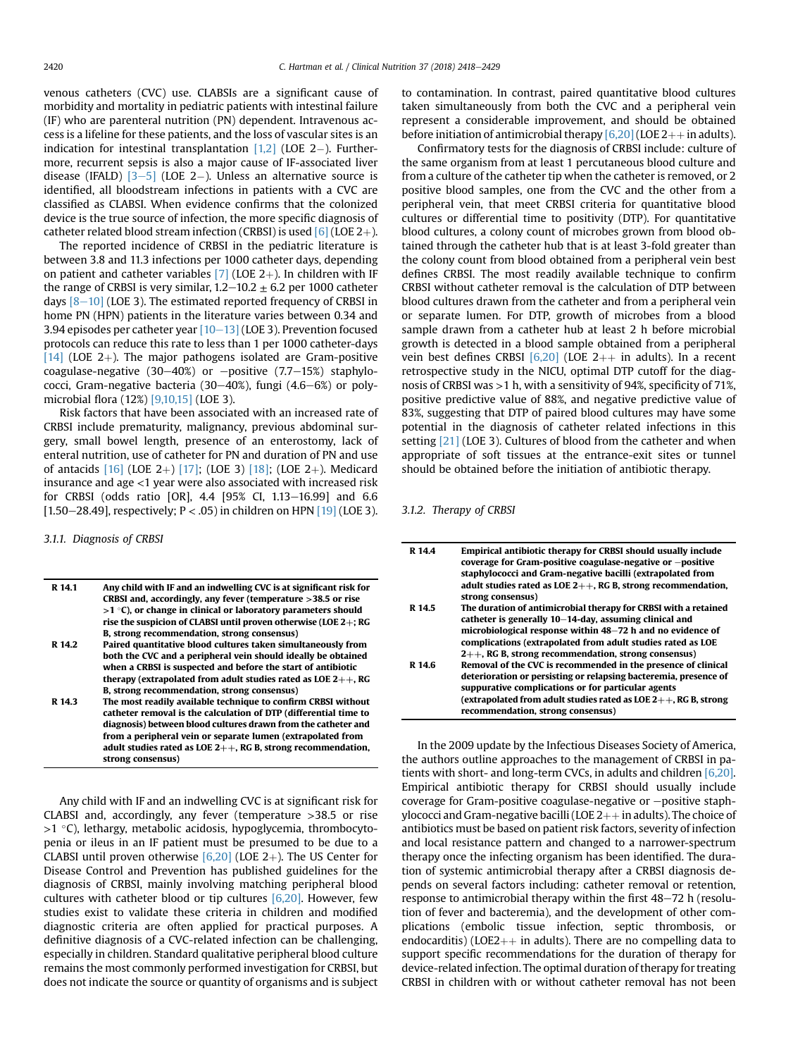venous catheters (CVC) use. CLABSIs are a significant cause of morbidity and mortality in pediatric patients with intestinal failure (IF) who are parenteral nutrition (PN) dependent. Intravenous access is a lifeline for these patients, and the loss of vascular sites is an indication for intestinal transplantation [1,2] (LOE 2−). Furthermore, recurrent sepsis is also a major cause of IF-associated liver disease (IFALD) [3–5] (LOE 2−). Unless an alternative source is identified, all bloodstream infections in patients with a CVC are classified as CLABSI. When evidence confirms that the colonized device is the true source of infection, the more specific diagnosis of catheter related blood stream infection (CRBSI) is used [6] (LOE 2+).

The reported incidence of CRBSI in the pediatric literature is between 3.8 and 11.3 infections per 1000 catheter days, depending on patient and catheter variables [7] (LOE 2+). In children with IF the range of CRBSI is very similar, 1.2–10.2 ± 6.2 per 1000 catheter days [8–10] (LOE 3). The estimated reported frequency of CRBSI in home PN (HPN) patients in the literature varies between 0.34 and 3.94 episodes per catheter year [10–13] (LOE 3). Prevention focused protocols can reduce this rate to less than 1 per 1000 catheter-days [14] (LOE 2+). The major pathogens isolated are Gram-positive coagulase-negative (30–40%) or −positive (7.7–15%) staphylococci, Gram-negative bacteria (30–40%), fungi (4.6–6%) or polymicrobial flora (12%) [9,10,15] (LOE 3).

Risk factors that have been associated with an increased rate of CRBSI include prematurity, malignancy, previous abdominal surgery, small bowel length, presence of an enterostomy, lack of enteral nutrition, use of catheter for PN and duration of PN and use of antacids [16] (LOE 2+) [17]; (LOE 3) [18]; (LOE 2+). Medicard insurance and age <1 year were also associated with increased risk for CRBSI (odds ratio [OR], 4.4 [95% CI, 1.13–16.99] and 6.6 [1.50–28.49], respectively; P < .05) in children on HPN [19] (LOE 3).

#### 3.1.1. Diagnosis of CRBSI

| | |
|---|---|
| **R 14.1** | **Any child with IF and an indwelling CVC is at significant risk for CRBSI and, accordingly, any fever (temperature >38.5 or rise >1 °C), or change in clinical or laboratory parameters should rise the suspicion of CLABSI until proven otherwise (LOE 2+; RG B, strong recommendation, strong consensus)** |
| **R 14.2** | **Paired quantitative blood cultures taken simultaneously from both the CVC and a peripheral vein should ideally be obtained when a CRBSI is suspected and before the start of antibiotic therapy (extrapolated from adult studies rated as LOE 2++, RG B, strong recommendation, strong consensus)** |
| **R 14.3** | **The most readily available technique to confirm CRBSI without catheter removal is the calculation of DTP (differential time to diagnosis) between blood cultures drawn from the catheter and from a peripheral vein or separate lumen (extrapolated from adult studies rated as LOE 2++, RG B, strong recommendation, strong consensus)** |

Any child with IF and an indwelling CVC is at significant risk for CLABSI and, accordingly, any fever (temperature >38.5 or rise >1 °C), lethargy, metabolic acidosis, hypoglycemia, thrombocytopenia or ileus in an IF patient must be presumed to be due to a CLABSI until proven otherwise [6,20] (LOE 2+). The US Center for Disease Control and Prevention has published guidelines for the diagnosis of CRBSI, mainly involving matching peripheral blood cultures with catheter blood or tip cultures [6,20]. However, few studies exist to validate these criteria in children and modified diagnostic criteria are often applied for practical purposes. A definitive diagnosis of a CVC-related infection can be challenging, especially in children. Standard qualitative peripheral blood culture remains the most commonly performed investigation for CRBSI, but does not indicate the source or quantity of organisms and is subject to contamination. In contrast, paired quantitative blood cultures taken simultaneously from both the CVC and a peripheral vein represent a considerable improvement, and should be obtained before initiation of antimicrobial therapy [6,20] (LOE 2++ in adults).

Confirmatory tests for the diagnosis of CRBSI include: culture of the same organism from at least 1 percutaneous blood culture and from a culture of the catheter tip when the catheter is removed, or 2 positive blood samples, one from the CVC and the other from a peripheral vein, that meet CRBSI criteria for quantitative blood cultures or differential time to positivity (DTP). For quantitative blood cultures, a colony count of microbes grown from blood obtained through the catheter hub that is at least 3-fold greater than the colony count from blood obtained from a peripheral vein best defines CRBSI. The most readily available technique to confirm CRBSI without catheter removal is the calculation of DTP between blood cultures drawn from the catheter and from a peripheral vein or separate lumen. For DTP, growth of microbes from a blood sample drawn from a catheter hub at least 2 h before microbial growth is detected in a blood sample obtained from a peripheral vein best defines CRBSI [6,20] (LOE 2++ in adults). In a recent retrospective study in the NICU, optimal DTP cutoff for the diagnosis of CRBSI was >1 h, with a sensitivity of 94%, specificity of 71%, positive predictive value of 88%, and negative predictive value of 83%, suggesting that DTP of paired blood cultures may have some potential in the diagnosis of catheter related infections in this setting [21] (LOE 3). Cultures of blood from the catheter and when appropriate of soft tissues at the entrance-exit sites or tunnel should be obtained before the initiation of antibiotic therapy.

#### 3.1.2. Therapy of CRBSI

| | |
|---|---|
| **R 14.4** | **Empirical antibiotic therapy for CRBSI should usually include coverage for Gram-positive coagulase-negative or −positive staphylococci and Gram-negative bacilli (extrapolated from adult studies rated as LOE 2++, RG B, strong recommendation, strong consensus)** |
| **R 14.5** | **The duration of antimicrobial therapy for CRBSI with a retained catheter is generally 10–14-day, assuming clinical and microbiological response within 48–72 h and no evidence of complications (extrapolated from adult studies rated as LOE 2++, RG B, strong recommendation, strong consensus)** |
| **R 14.6** | **Removal of the CVC is recommended in the presence of clinical deterioration or persisting or relapsing bacteremia, presence of suppurative complications or for particular agents (extrapolated from adult studies rated as LOE 2++, RG B, strong recommendation, strong consensus)** |

In the 2009 update by the Infectious Diseases Society of America, the authors outline approaches to the management of CRBSI in patients with short- and long-term CVCs, in adults and children [6,20]. Empirical antibiotic therapy for CRBSI should usually include coverage for Gram-positive coagulase-negative or −positive staphylococci and Gram-negative bacilli (LOE 2++ in adults). The choice of antibiotics must be based on patient risk factors, severity of infection and local resistance pattern and changed to a narrower-spectrum therapy once the infecting organism has been identified. The duration of systemic antimicrobial therapy after a CRBSI diagnosis depends on several factors including: catheter removal or retention, response to antimicrobial therapy within the first 48–72 h (resolution of fever and bacteremia), and the development of other complications (embolic tissue infection, septic thrombosis, or endocarditis) (LOE2++ in adults). There are no compelling data to support specific recommendations for the duration of therapy for device-related infection. The optimal duration of therapy for treating CRBSI in children with or without catheter removal has not been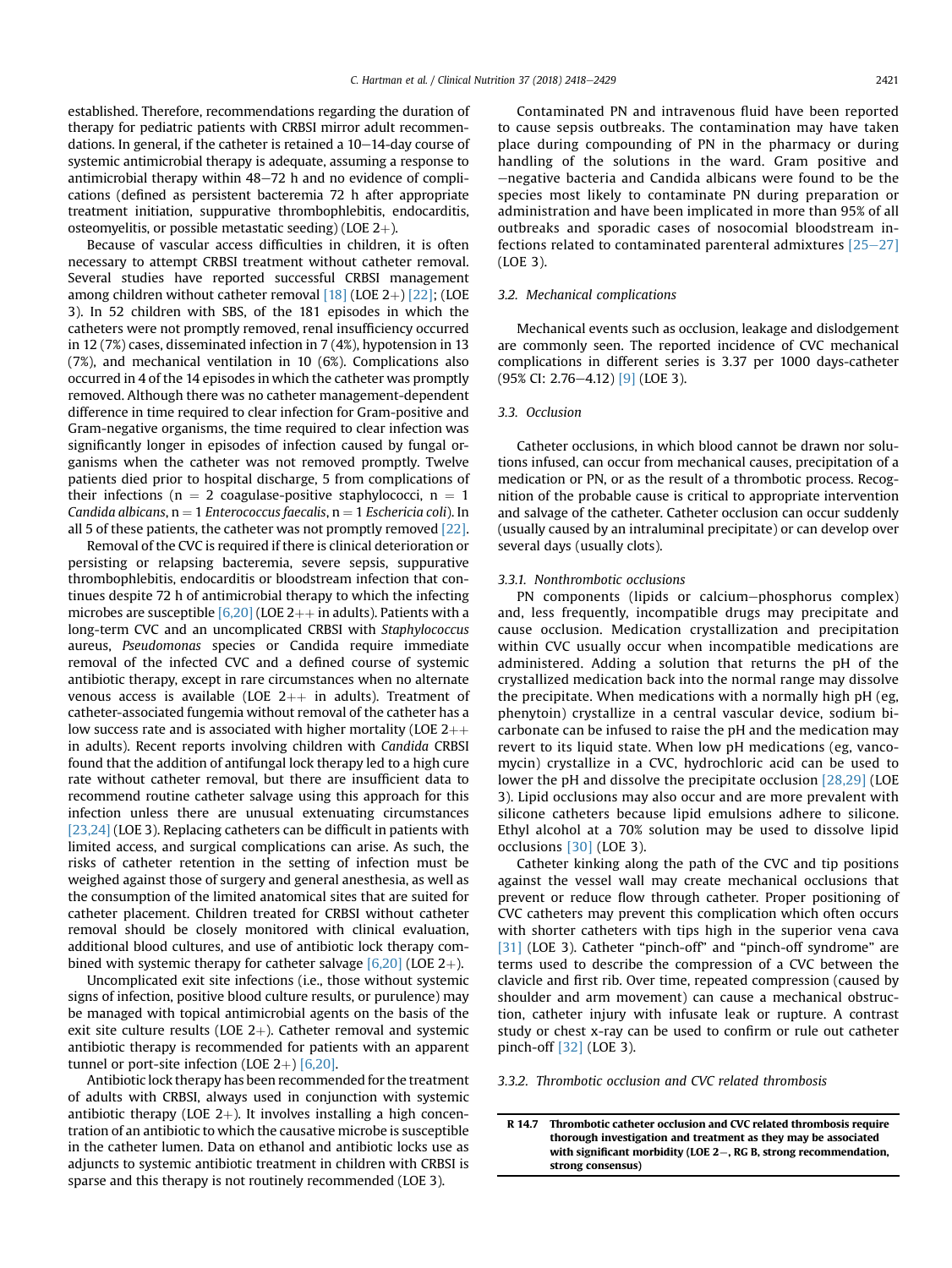established. Therefore, recommendations regarding the duration of therapy for pediatric patients with CRBSI mirror adult recommendations. In general, if the catheter is retained a 10–14-day course of systemic antimicrobial therapy is adequate, assuming a response to antimicrobial therapy within 48–72 h and no evidence of complications (defined as persistent bacteremia 72 h after appropriate treatment initiation, suppurative thrombophlebitis, endocarditis, osteomyelitis, or possible metastatic seeding) (LOE 2+).

Because of vascular access difficulties in children, it is often necessary to attempt CRBSI treatment without catheter removal. Several studies have reported successful CRBSI management among children without catheter removal [18] (LOE 2+) [22]; (LOE 3). In 52 children with SBS, of the 181 episodes in which the catheters were not promptly removed, renal insufficiency occurred in 12 (7%) cases, disseminated infection in 7 (4%), hypotension in 13 (7%), and mechanical ventilation in 10 (6%). Complications also occurred in 4 of the 14 episodes in which the catheter was promptly removed. Although there was no catheter management-dependent difference in time required to clear infection for Gram-positive and Gram-negative organisms, the time required to clear infection was significantly longer in episodes of infection caused by fungal organisms when the catheter was not removed promptly. Twelve patients died prior to hospital discharge, 5 from complications of their infections (n = 2 coagulase-positive staphylococci, n = 1 *Candida albicans*, n = 1 *Enterococcus faecalis*, n = 1 *Eschericia coli*). In all 5 of these patients, the catheter was not promptly removed [22].

Removal of the CVC is required if there is clinical deterioration or persisting or relapsing bacteremia, severe sepsis, suppurative thrombophlebitis, endocarditis or bloodstream infection that continues despite 72 h of antimicrobial therapy to which the infecting microbes are susceptible [6,20] (LOE 2++ in adults). Patients with a long-term CVC and an uncomplicated CRBSI with *Staphylococcus* aureus, *Pseudomonas* species or Candida require immediate removal of the infected CVC and a defined course of systemic antibiotic therapy, except in rare circumstances when no alternate venous access is available (LOE 2++ in adults). Treatment of catheter-associated fungemia without removal of the catheter has a low success rate and is associated with higher mortality (LOE 2++ in adults). Recent reports involving children with *Candida* CRBSI found that the addition of antifungal lock therapy led to a high cure rate without catheter removal, but there are insufficient data to recommend routine catheter salvage using this approach for this infection unless there are unusual extenuating circumstances [23,24] (LOE 3). Replacing catheters can be difficult in patients with limited access, and surgical complications can arise. As such, the risks of catheter retention in the setting of infection must be weighed against those of surgery and general anesthesia, as well as the consumption of the limited anatomical sites that are suited for catheter placement. Children treated for CRBSI without catheter removal should be closely monitored with clinical evaluation, additional blood cultures, and use of antibiotic lock therapy combined with systemic therapy for catheter salvage [6,20] (LOE 2+).

Uncomplicated exit site infections (i.e., those without systemic signs of infection, positive blood culture results, or purulence) may be managed with topical antimicrobial agents on the basis of the exit site culture results (LOE 2+). Catheter removal and systemic antibiotic therapy is recommended for patients with an apparent tunnel or port-site infection (LOE 2+) [6,20].

Antibiotic lock therapy has been recommended for the treatment of adults with CRBSI, always used in conjunction with systemic antibiotic therapy (LOE 2+). It involves installing a high concentration of an antibiotic to which the causative microbe is susceptible in the catheter lumen. Data on ethanol and antibiotic locks use as adjuncts to systemic antibiotic treatment in children with CRBSI is sparse and this therapy is not routinely recommended (LOE 3).

Contaminated PN and intravenous fluid have been reported to cause sepsis outbreaks. The contamination may have taken place during compounding of PN in the pharmacy or during handling of the solutions in the ward. Gram positive and −negative bacteria and Candida albicans were found to be the species most likely to contaminate PN during preparation or administration and have been implicated in more than 95% of all outbreaks and sporadic cases of nosocomial bloodstream infections related to contaminated parenteral admixtures [25–27] (LOE 3).

### 3.2. Mechanical complications

Mechanical events such as occlusion, leakage and dislodgement are commonly seen. The reported incidence of CVC mechanical complications in different series is 3.37 per 1000 days-catheter (95% CI: 2.76–4.12) [9] (LOE 3).

### 3.3. Occlusion

Catheter occlusions, in which blood cannot be drawn nor solutions infused, can occur from mechanical causes, precipitation of a medication or PN, or as the result of a thrombotic process. Recognition of the probable cause is critical to appropriate intervention and salvage of the catheter. Catheter occlusion can occur suddenly (usually caused by an intraluminal precipitate) or can develop over several days (usually clots).

#### 3.3.1. Nonthrombotic occlusions

PN components (lipids or calcium–phosphorus complex) and, less frequently, incompatible drugs may precipitate and cause occlusion. Medication crystallization and precipitation within CVC usually occur when incompatible medications are administered. Adding a solution that returns the pH of the crystallized medication back into the normal range may dissolve the precipitate. When medications with a normally high pH (eg, phenytoin) crystallize in a central vascular device, sodium bicarbonate can be infused to raise the pH and the medication may revert to its liquid state. When low pH medications (eg, vancomycin) crystallize in a CVC, hydrochloric acid can be used to lower the pH and dissolve the precipitate occlusion [28,29] (LOE 3). Lipid occlusions may also occur and are more prevalent with silicone catheters because lipid emulsions adhere to silicone. Ethyl alcohol at a 70% solution may be used to dissolve lipid occlusions [30] (LOE 3).

Catheter kinking along the path of the CVC and tip positions against the vessel wall may create mechanical occlusions that prevent or reduce flow through catheter. Proper positioning of CVC catheters may prevent this complication which often occurs with shorter catheters with tips high in the superior vena cava [31] (LOE 3). Catheter "pinch-off" and "pinch-off syndrome" are terms used to describe the compression of a CVC between the clavicle and first rib. Over time, repeated compression (caused by shoulder and arm movement) can cause a mechanical obstruction, catheter injury with infusate leak or rupture. A contrast study or chest x-ray can be used to confirm or rule out catheter pinch-off [32] (LOE 3).

#### 3.3.2. Thrombotic occlusion and CVC related thrombosis

| R 14.7 | **Thrombotic catheter occlusion and CVC related thrombosis require thorough investigation and treatment as they may be associated with significant morbidity (LOE 2−, RG B, strong recommendation, strong consensus)** |
|---|---|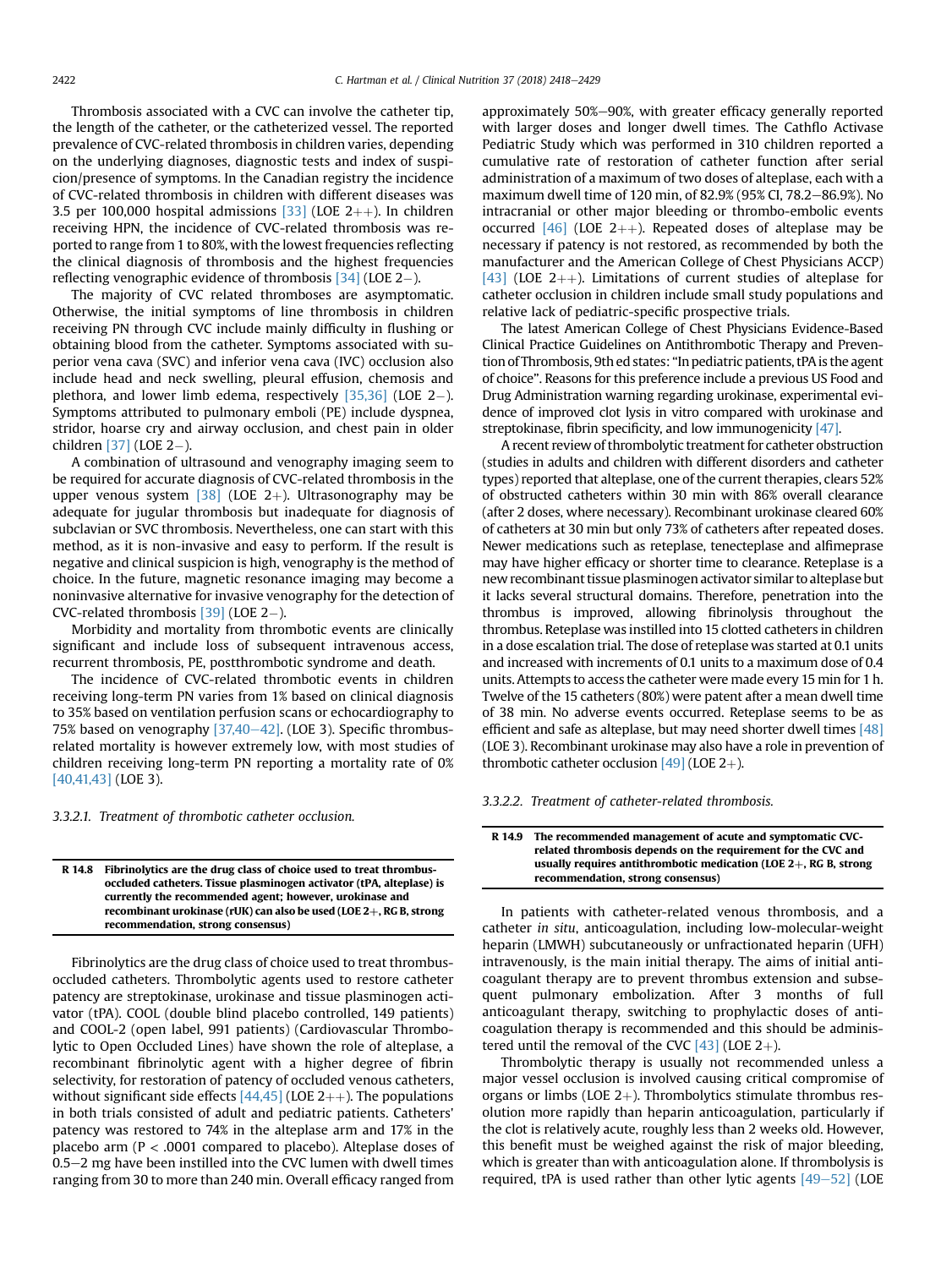Thrombosis associated with a CVC can involve the catheter tip, the length of the catheter, or the catheterized vessel. The reported prevalence of CVC-related thrombosis in children varies, depending on the underlying diagnoses, diagnostic tests and index of suspicion/presence of symptoms. In the Canadian registry the incidence of CVC-related thrombosis in children with different diseases was 3.5 per 100,000 hospital admissions [33] (LOE 2++). In children receiving HPN, the incidence of CVC-related thrombosis was reported to range from 1 to 80%, with the lowest frequencies reflecting the clinical diagnosis of thrombosis and the highest frequencies reflecting venographic evidence of thrombosis [34] (LOE 2−).

The majority of CVC related thromboses are asymptomatic. Otherwise, the initial symptoms of line thrombosis in children receiving PN through CVC include mainly difficulty in flushing or obtaining blood from the catheter. Symptoms associated with superior vena cava (SVC) and inferior vena cava (IVC) occlusion also include head and neck swelling, pleural effusion, chemosis and plethora, and lower limb edema, respectively [35,36] (LOE 2−). Symptoms attributed to pulmonary emboli (PE) include dyspnea, stridor, hoarse cry and airway occlusion, and chest pain in older children [37] (LOE 2−).

A combination of ultrasound and venography imaging seem to be required for accurate diagnosis of CVC-related thrombosis in the upper venous system [38] (LOE 2+). Ultrasonography may be adequate for jugular thrombosis but inadequate for diagnosis of subclavian or SVC thrombosis. Nevertheless, one can start with this method, as it is non-invasive and easy to perform. If the result is negative and clinical suspicion is high, venography is the method of choice. In the future, magnetic resonance imaging may become a noninvasive alternative for invasive venography for the detection of CVC-related thrombosis [39] (LOE 2−).

Morbidity and mortality from thrombotic events are clinically significant and include loss of subsequent intravenous access, recurrent thrombosis, PE, postthrombotic syndrome and death.

The incidence of CVC-related thrombotic events in children receiving long-term PN varies from 1% based on clinical diagnosis to 35% based on ventilation perfusion scans or echocardiography to 75% based on venography [37,40–42]. (LOE 3). Specific thrombus-related mortality is however extremely low, with most studies of children receiving long-term PN reporting a mortality rate of 0% [40,41,43] (LOE 3).

#### 3.3.2.1. *Treatment of thrombotic catheter occlusion.*

| R 14.8 | **Fibrinolytics are the drug class of choice used to treat thrombus-occluded catheters. Tissue plasminogen activator (tPA, alteplase) is currently the recommended agent; however, urokinase and recombinant urokinase (rUK) can also be used (LOE 2+, RG B, strong recommendation, strong consensus)** |
|---|---|

Fibrinolytics are the drug class of choice used to treat thrombus-occluded catheters. Thrombolytic agents used to restore catheter patency are streptokinase, urokinase and tissue plasminogen activator (tPA). COOL (double blind placebo controlled, 149 patients) and COOL-2 (open label, 991 patients) (Cardiovascular Thrombolytic to Open Occluded Lines) have shown the role of alteplase, a recombinant fibrinolytic agent with a higher degree of fibrin selectivity, for restoration of patency of occluded venous catheters, without significant side effects [44,45] (LOE 2++). The populations in both trials consisted of adult and pediatric patients. Catheters' patency was restored to 74% in the alteplase arm and 17% in the placebo arm ($P < .0001$ compared to placebo). Alteplase doses of 0.5–2 mg have been instilled into the CVC lumen with dwell times ranging from 30 to more than 240 min. Overall efficacy ranged from approximately 50%–90%, with greater efficacy generally reported with larger doses and longer dwell times. The Cathflo Activase Pediatric Study which was performed in 310 children reported a cumulative rate of restoration of catheter function after serial administration of a maximum of two doses of alteplase, each with a maximum dwell time of 120 min, of 82.9% (95% CI, 78.2–86.9%). No intracranial or other major bleeding or thrombo-embolic events occurred [46] (LOE 2++). Repeated doses of alteplase may be necessary if patency is not restored, as recommended by both the manufacturer and the American College of Chest Physicians ACCP) [43] (LOE 2++). Limitations of current studies of alteplase for catheter occlusion in children include small study populations and relative lack of pediatric-specific prospective trials.

The latest American College of Chest Physicians Evidence-Based Clinical Practice Guidelines on Antithrombotic Therapy and Prevention of Thrombosis, 9th ed states: "In pediatric patients, tPA is the agent of choice". Reasons for this preference include a previous US Food and Drug Administration warning regarding urokinase, experimental evidence of improved clot lysis in vitro compared with urokinase and streptokinase, fibrin specificity, and low immunogenicity [47].

A recent review of thrombolytic treatment for catheter obstruction (studies in adults and children with different disorders and catheter types) reported that alteplase, one of the current therapies, clears 52% of obstructed catheters within 30 min with 86% overall clearance (after 2 doses, where necessary). Recombinant urokinase cleared 60% of catheters at 30 min but only 73% of catheters after repeated doses. Newer medications such as reteplase, tenecteplase and alfimeprase may have higher efficacy or shorter time to clearance. Reteplase is a new recombinant tissue plasminogen activator similar to alteplase but it lacks several structural domains. Therefore, penetration into the thrombus is improved, allowing fibrinolysis throughout the thrombus. Reteplase was instilled into 15 clotted catheters in children in a dose escalation trial. The dose of reteplase was started at 0.1 units and increased with increments of 0.1 units to a maximum dose of 0.4 units. Attempts to access the catheter were made every 15 min for 1 h. Twelve of the 15 catheters (80%) were patent after a mean dwell time of 38 min. No adverse events occurred. Reteplase seems to be as efficient and safe as alteplase, but may need shorter dwell times [48] (LOE 3). Recombinant urokinase may also have a role in prevention of thrombotic catheter occlusion [49] (LOE 2+).

#### 3.3.2.2. *Treatment of catheter-related thrombosis.*

| R 14.9 | **The recommended management of acute and symptomatic CVC-related thrombosis depends on the requirement for the CVC and usually requires antithrombotic medication (LOE 2+, RG B, strong recommendation, strong consensus)** |
|---|---|

In patients with catheter-related venous thrombosis, and a catheter *in situ*, anticoagulation, including low-molecular-weight heparin (LMWH) subcutaneously or unfractionated heparin (UFH) intravenously, is the main initial therapy. The aims of initial anticoagulant therapy are to prevent thrombus extension and subsequent pulmonary embolization. After 3 months of full anticoagulant therapy, switching to prophylactic doses of anticoagulation therapy is recommended and this should be administered until the removal of the CVC [43] (LOE 2+).

Thrombolytic therapy is usually not recommended unless a major vessel occlusion is involved causing critical compromise of organs or limbs (LOE 2+). Thrombolytics stimulate thrombus resolution more rapidly than heparin anticoagulation, particularly if the clot is relatively acute, roughly less than 2 weeks old. However, this benefit must be weighed against the risk of major bleeding, which is greater than with anticoagulation alone. If thrombolysis is required, tPA is used rather than other lytic agents [49–52] (LOE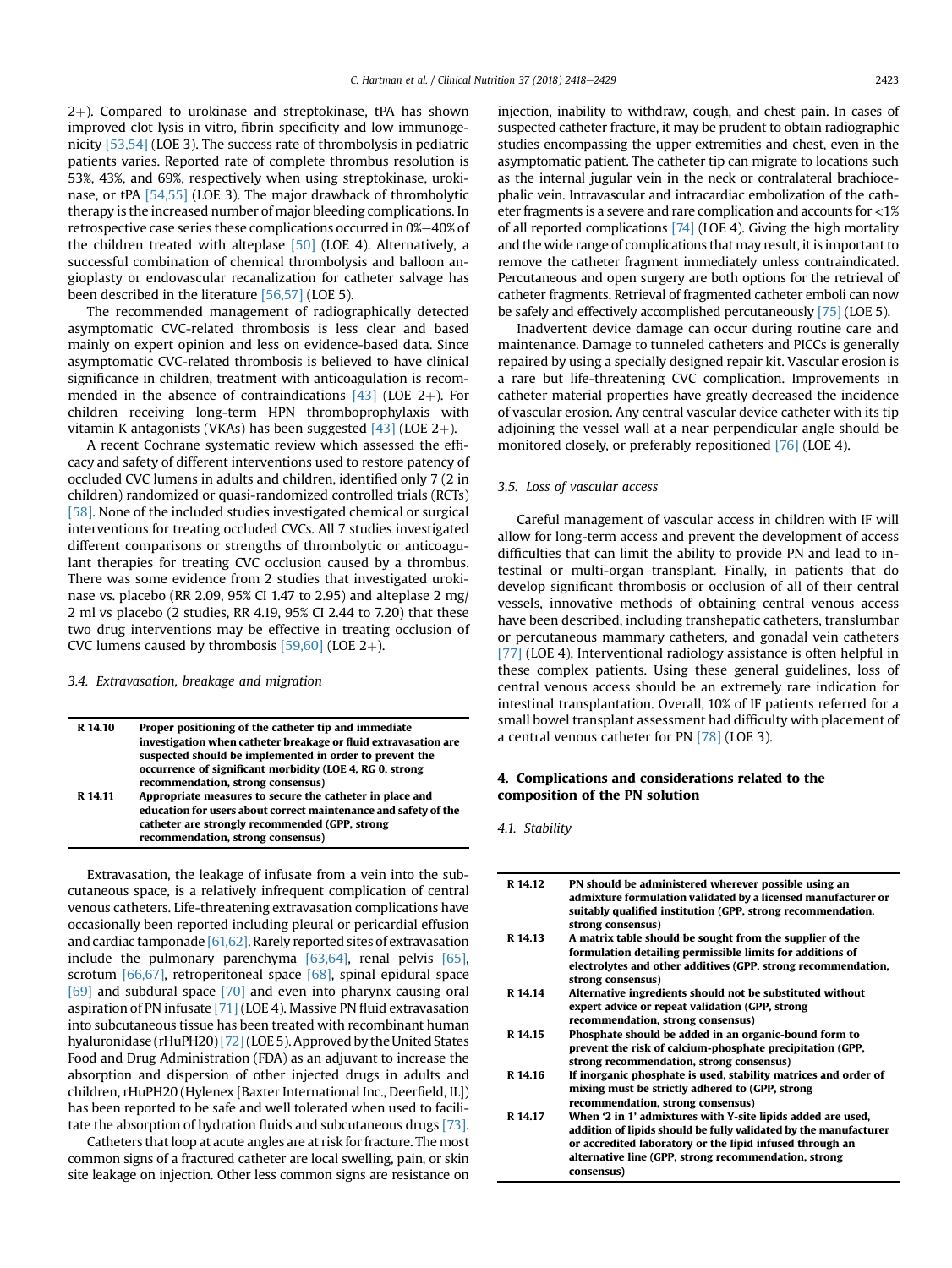2+). Compared to urokinase and streptokinase, tPA has shown improved clot lysis in vitro, fibrin specificity and low immunogenicity [53,54] (LOE 3). The success rate of thrombolysis in pediatric patients varies. Reported rate of complete thrombus resolution is 53%, 43%, and 69%, respectively when using streptokinase, urokinase, or tPA [54,55] (LOE 3). The major drawback of thrombolytic therapy is the increased number of major bleeding complications. In retrospective case series these complications occurred in 0%–40% of the children treated with alteplase [50] (LOE 4). Alternatively, a successful combination of chemical thrombolysis and balloon angioplasty or endovascular recanalization for catheter salvage has been described in the literature [56,57] (LOE 5).

The recommended management of radiographically detected asymptomatic CVC-related thrombosis is less clear and based mainly on expert opinion and less on evidence-based data. Since asymptomatic CVC-related thrombosis is believed to have clinical significance in children, treatment with anticoagulation is recommended in the absence of contraindications [43] (LOE 2+). For children receiving long-term HPN thromboprophylaxis with vitamin K antagonists (VKAs) has been suggested [43] (LOE 2+).

A recent Cochrane systematic review which assessed the efficacy and safety of different interventions used to restore patency of occluded CVC lumens in adults and children, identified only 7 (2 in children) randomized or quasi-randomized controlled trials (RCTs) [58]. None of the included studies investigated chemical or surgical interventions for treating occluded CVCs. All 7 studies investigated different comparisons or strengths of thrombolytic or anticoagulant therapies for treating CVC occlusion caused by a thrombus. There was some evidence from 2 studies that investigated urokinase vs. placebo (RR 2.09, 95% CI 1.47 to 2.95) and alteplase 2 mg/2 ml vs placebo (2 studies, RR 4.19, 95% CI 2.44 to 7.20) that these two drug interventions may be effective in treating occlusion of CVC lumens caused by thrombosis [59,60] (LOE 2+).

### 3.4. Extravasation, breakage and migration

| | |
|---|---|
| **R 14.10** | **Proper positioning of the catheter tip and immediate investigation when catheter breakage or fluid extravasation are suspected should be implemented in order to prevent the occurrence of significant morbidity (LOE 4, RG 0, strong recommendation, strong consensus)** |
| **R 14.11** | **Appropriate measures to secure the catheter in place and education for users about correct maintenance and safety of the catheter are strongly recommended (GPP, strong recommendation, strong consensus)** |

Extravasation, the leakage of infusate from a vein into the subcutaneous space, is a relatively infrequent complication of central venous catheters. Life-threatening extravasation complications have occasionally been reported including pleural or pericardial effusion and cardiac tamponade [61,62]. Rarely reported sites of extravasation include the pulmonary parenchyma [63,64], renal pelvis [65], scrotum [66,67], retroperitoneal space [68], spinal epidural space [69] and subdural space [70] and even into pharynx causing oral aspiration of PN infusate [71] (LOE 4). Massive PN fluid extravasation into subcutaneous tissue has been treated with recombinant human hyaluronidase (rHuPH20) [72] (LOE 5). Approved by the United States Food and Drug Administration (FDA) as an adjuvant to increase the absorption and dispersion of other injected drugs in adults and children, rHuPH20 (Hylenex [Baxter International Inc., Deerfield, IL]) has been reported to be safe and well tolerated when used to facilitate the absorption of hydration fluids and subcutaneous drugs [73].

Catheters that loop at acute angles are at risk for fracture. The most common signs of a fractured catheter are local swelling, pain, or skin site leakage on injection. Other less common signs are resistance on injection, inability to withdraw, cough, and chest pain. In cases of suspected catheter fracture, it may be prudent to obtain radiographic studies encompassing the upper extremities and chest, even in the asymptomatic patient. The catheter tip can migrate to locations such as the internal jugular vein in the neck or contralateral brachiocephalic vein. Intravascular and intracardiac embolization of the catheter fragments is a severe and rare complication and accounts for <1% of all reported complications [74] (LOE 4). Giving the high mortality and the wide range of complications that may result, it is important to remove the catheter fragment immediately unless contraindicated. Percutaneous and open surgery are both options for the retrieval of catheter fragments. Retrieval of fragmented catheter emboli can now be safely and effectively accomplished percutaneously [75] (LOE 5).

Inadvertent device damage can occur during routine care and maintenance. Damage to tunneled catheters and PICCs is generally repaired by using a specially designed repair kit. Vascular erosion is a rare but life-threatening CVC complication. Improvements in catheter material properties have greatly decreased the incidence of vascular erosion. Any central vascular device catheter with its tip adjoining the vessel wall at a near perpendicular angle should be monitored closely, or preferably repositioned [76] (LOE 4).

### 3.5. Loss of vascular access

Careful management of vascular access in children with IF will allow for long-term access and prevent the development of access difficulties that can limit the ability to provide PN and lead to intestinal or multi-organ transplant. Finally, in patients that do develop significant thrombosis or occlusion of all of their central vessels, innovative methods of obtaining central venous access have been described, including transhepatic catheters, translumbar or percutaneous mammary catheters, and gonadal vein catheters [77] (LOE 4). Interventional radiology assistance is often helpful in these complex patients. Using these general guidelines, loss of central venous access should be an extremely rare indication for intestinal transplantation. Overall, 10% of IF patients referred for a small bowel transplant assessment had difficulty with placement of a central venous catheter for PN [78] (LOE 3).

## 4. Complications and considerations related to the composition of the PN solution

### 4.1. Stability

| | |
|---|---|
| **R 14.12** | **PN should be administered wherever possible using an admixture formulation validated by a licensed manufacturer or suitably qualified institution (GPP, strong recommendation, strong consensus)** |
| **R 14.13** | **A matrix table should be sought from the supplier of the formulation detailing permissible limits for additions of electrolytes and other additives (GPP, strong recommendation, strong consensus)** |
| **R 14.14** | **Alternative ingredients should not be substituted without expert advice or repeat validation (GPP, strong recommendation, strong consensus)** |
| **R 14.15** | **Phosphate should be added in an organic-bound form to prevent the risk of calcium-phosphate precipitation (GPP, strong recommendation, strong consensus)** |
| **R 14.16** | **If inorganic phosphate is used, stability matrices and order of mixing must be strictly adhered to (GPP, strong recommendation, strong consensus)** |
| **R 14.17** | **When '2 in 1' admixtures with Y-site lipids added are used, addition of lipids should be fully validated by the manufacturer or accredited laboratory or the lipid infused through an alternative line (GPP, strong recommendation, strong consensus)** |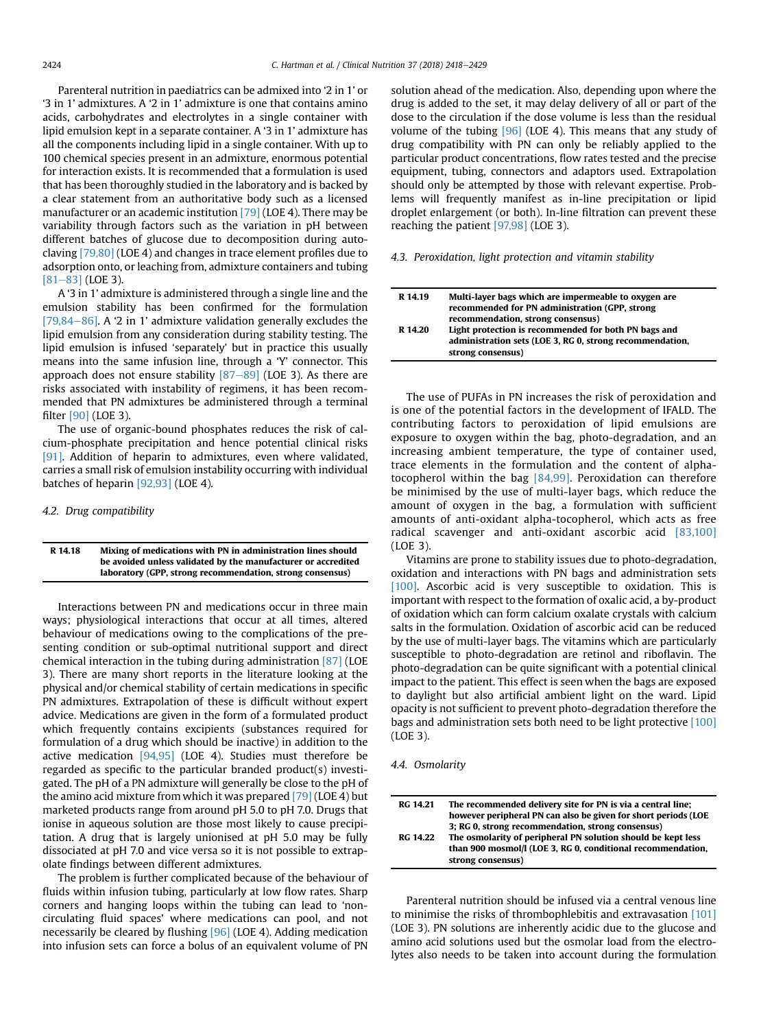Parenteral nutrition in paediatrics can be admixed into '2 in 1' or '3 in 1' admixtures. A '2 in 1' admixture is one that contains amino acids, carbohydrates and electrolytes in a single container with lipid emulsion kept in a separate container. A '3 in 1' admixture has all the components including lipid in a single container. With up to 100 chemical species present in an admixture, enormous potential for interaction exists. It is recommended that a formulation is used that has been thoroughly studied in the laboratory and is backed by a clear statement from an authoritative body such as a licensed manufacturer or an academic institution [79] (LOE 4). There may be variability through factors such as the variation in pH between different batches of glucose due to decomposition during autoclaving [79,80] (LOE 4) and changes in trace element profiles due to adsorption onto, or leaching from, admixture containers and tubing [81–83] (LOE 3).

A '3 in 1' admixture is administered through a single line and the emulsion stability has been confirmed for the formulation [79,84–86]. A '2 in 1' admixture validation generally excludes the lipid emulsion from any consideration during stability testing. The lipid emulsion is infused 'separately' but in practice this usually means into the same infusion line, through a 'Y' connector. This approach does not ensure stability [87–89] (LOE 3). As there are risks associated with instability of regimens, it has been recommended that PN admixtures be administered through a terminal filter [90] (LOE 3).

The use of organic-bound phosphates reduces the risk of calcium-phosphate precipitation and hence potential clinical risks [91]. Addition of heparin to admixtures, even where validated, carries a small risk of emulsion instability occurring with individual batches of heparin [92,93] (LOE 4).

### 4.2. Drug compatibility

| | |
|---|---|
| **R 14.18** | **Mixing of medications with PN in administration lines should be avoided unless validated by the manufacturer or accredited laboratory (GPP, strong recommendation, strong consensus)** |

Interactions between PN and medications occur in three main ways; physiological interactions that occur at all times, altered behaviour of medications owing to the complications of the presenting condition or sub-optimal nutritional support and direct chemical interaction in the tubing during administration [87] (LOE 3). There are many short reports in the literature looking at the physical and/or chemical stability of certain medications in specific PN admixtures. Extrapolation of these is difficult without expert advice. Medications are given in the form of a formulated product which frequently contains excipients (substances required for formulation of a drug which should be inactive) in addition to the active medication [94,95] (LOE 4). Studies must therefore be regarded as specific to the particular branded product(s) investigated. The pH of a PN admixture will generally be close to the pH of the amino acid mixture from which it was prepared [79] (LOE 4) but marketed products range from around pH 5.0 to pH 7.0. Drugs that ionise in aqueous solution are those most likely to cause precipitation. A drug that is largely unionised at pH 5.0 may be fully dissociated at pH 7.0 and vice versa so it is not possible to extrapolate findings between different admixtures.

The problem is further complicated because of the behaviour of fluids within infusion tubing, particularly at low flow rates. Sharp corners and hanging loops within the tubing can lead to 'non-circulating fluid spaces' where medications can pool, and not necessarily be cleared by flushing [96] (LOE 4). Adding medication into infusion sets can force a bolus of an equivalent volume of PN solution ahead of the medication. Also, depending upon where the drug is added to the set, it may delay delivery of all or part of the dose to the circulation if the dose volume is less than the residual volume of the tubing [96] (LOE 4). This means that any study of drug compatibility with PN can only be reliably applied to the particular product concentrations, flow rates tested and the precise equipment, tubing, connectors and adaptors used. Extrapolation should only be attempted by those with relevant expertise. Problems will frequently manifest as in-line precipitation or lipid droplet enlargement (or both). In-line filtration can prevent these reaching the patient [97,98] (LOE 3).

### 4.3. Peroxidation, light protection and vitamin stability

| | |
|---|---|
| **R 14.19** | **Multi-layer bags which are impermeable to oxygen are recommended for PN administration (GPP, strong recommendation, strong consensus)** |
| **R 14.20** | **Light protection is recommended for both PN bags and administration sets (LOE 3, RG 0, strong recommendation, strong consensus)** |

The use of PUFAs in PN increases the risk of peroxidation and is one of the potential factors in the development of IFALD. The contributing factors to peroxidation of lipid emulsions are exposure to oxygen within the bag, photo-degradation, and an increasing ambient temperature, the type of container used, trace elements in the formulation and the content of alpha-tocopherol within the bag [84,99]. Peroxidation can therefore be minimised by the use of multi-layer bags, which reduce the amount of oxygen in the bag, a formulation with sufficient amounts of anti-oxidant alpha-tocopherol, which acts as free radical scavenger and anti-oxidant ascorbic acid [83,100] (LOE 3).

Vitamins are prone to stability issues due to photo-degradation, oxidation and interactions with PN bags and administration sets [100]. Ascorbic acid is very susceptible to oxidation. This is important with respect to the formation of oxalic acid, a by-product of oxidation which can form calcium oxalate crystals with calcium salts in the formulation. Oxidation of ascorbic acid can be reduced by the use of multi-layer bags. The vitamins which are particularly susceptible to photo-degradation are retinol and riboflavin. The photo-degradation can be quite significant with a potential clinical impact to the patient. This effect is seen when the bags are exposed to daylight but also artificial ambient light on the ward. Lipid opacity is not sufficient to prevent photo-degradation therefore the bags and administration sets both need to be light protective [100] (LOE 3).

### 4.4. Osmolarity

| | |
|---|---|
| **RG 14.21** | **The recommended delivery site for PN is via a central line; however peripheral PN can also be given for short periods (LOE 3; RG 0, strong recommendation, strong consensus)** |
| **RG 14.22** | **The osmolarity of peripheral PN solution should be kept less than 900 mosmol/l (LOE 3, RG 0, conditional recommendation, strong consensus)** |

Parenteral nutrition should be infused via a central venous line to minimise the risks of thrombophlebitis and extravasation [101] (LOE 3). PN solutions are inherently acidic due to the glucose and amino acid solutions used but the osmolar load from the electrolytes also needs to be taken into account during the formulation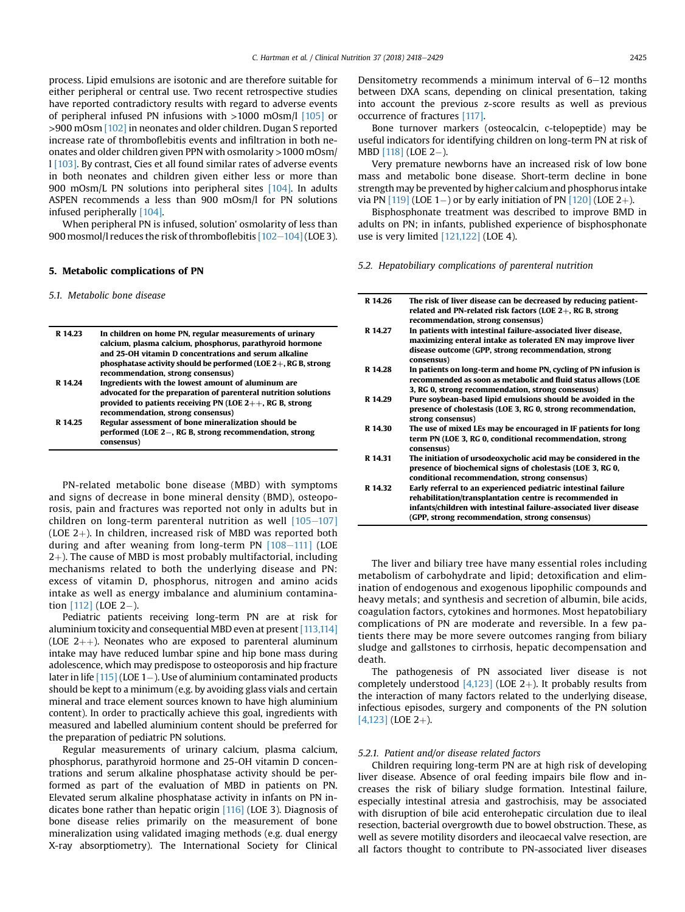process. Lipid emulsions are isotonic and are therefore suitable for either peripheral or central use. Two recent retrospective studies have reported contradictory results with regard to adverse events of peripheral infused PN infusions with >1000 mOsm/l [105] or >900 mOsm [102] in neonates and older children. Dugan S reported increase rate of thromboflebitis events and infiltration in both neonates and older children given PPN with osmolarity >1000 mOsm/l [103]. By contrast, Cies et all found similar rates of adverse events in both neonates and children given either less or more than 900 mOsm/L PN solutions into peripheral sites [104]. In adults ASPEN recommends a less than 900 mOsm/l for PN solutions infused peripherally [104].

When peripheral PN is infused, solution' osmolarity of less than 900 mosmol/l reduces the risk of thromboflebitis [102–104] (LOE 3).

## 5. Metabolic complications of PN

### 5.1. Metabolic bone disease

| | |
|---|---|
| **R 14.23** | **In children on home PN, regular measurements of urinary calcium, plasma calcium, phosphorus, parathyroid hormone and 25-OH vitamin D concentrations and serum alkaline phosphatase activity should be performed (LOE 2+, RG B, strong recommendation, strong consensus)** |
| **R 14.24** | **Ingredients with the lowest amount of aluminum are advocated for the preparation of parenteral nutrition solutions provided to patients receiving PN (LOE 2++, RG B, strong recommendation, strong consensus)** |
| **R 14.25** | **Regular assessment of bone mineralization should be performed (LOE 2−, RG B, strong recommendation, strong consensus)** |

PN-related metabolic bone disease (MBD) with symptoms and signs of decrease in bone mineral density (BMD), osteoporosis, pain and fractures was reported not only in adults but in children on long-term parenteral nutrition as well [105–107] (LOE 2+). In children, increased risk of MBD was reported both during and after weaning from long-term PN [108–111] (LOE 2+). The cause of MBD is most probably multifactorial, including mechanisms related to both the underlying disease and PN: excess of vitamin D, phosphorus, nitrogen and amino acids intake as well as energy imbalance and aluminium contamination [112] (LOE 2−).

Pediatric patients receiving long-term PN are at risk for aluminium toxicity and consequential MBD even at present [113,114] (LOE 2++). Neonates who are exposed to parenteral aluminum intake may have reduced lumbar spine and hip bone mass during adolescence, which may predispose to osteoporosis and hip fracture later in life [115] (LOE 1−). Use of aluminium contaminated products should be kept to a minimum (e.g. by avoiding glass vials and certain mineral and trace element sources known to have high aluminium content). In order to practically achieve this goal, ingredients with measured and labelled aluminium content should be preferred for the preparation of pediatric PN solutions.

Regular measurements of urinary calcium, plasma calcium, phosphorus, parathyroid hormone and 25-OH vitamin D concentrations and serum alkaline phosphatase activity should be performed as part of the evaluation of MBD in patients on PN. Elevated serum alkaline phosphatase activity in infants on PN indicates bone rather than hepatic origin [116] (LOE 3). Diagnosis of bone disease relies primarily on the measurement of bone mineralization using validated imaging methods (e.g. dual energy X-ray absorptiometry). The International Society for Clinical Densitometry recommends a minimum interval of 6–12 months between DXA scans, depending on clinical presentation, taking into account the previous z-score results as well as previous occurrence of fractures [117].

Bone turnover markers (osteocalcin, c-telopeptide) may be useful indicators for identifying children on long-term PN at risk of MBD [118] (LOE 2−).

Very premature newborns have an increased risk of low bone mass and metabolic bone disease. Short-term decline in bone strength may be prevented by higher calcium and phosphorus intake via PN [119] (LOE 1−) or by early initiation of PN [120] (LOE 2+).

Bisphosphonate treatment was described to improve BMD in adults on PN; in infants, published experience of bisphosphonate use is very limited [121,122] (LOE 4).

### 5.2. Hepatobiliary complications of parenteral nutrition

| | |
|---|---|
| **R 14.26** | **The risk of liver disease can be decreased by reducing patient-related and PN-related risk factors (LOE 2+, RG B, strong recommendation, strong consensus)** |
| **R 14.27** | **In patients with intestinal failure-associated liver disease, maximizing enteral intake as tolerated EN may improve liver disease outcome (GPP, strong recommendation, strong consensus)** |
| **R 14.28** | **In patients on long-term and home PN, cycling of PN infusion is recommended as soon as metabolic and fluid status allows (LOE 3, RG 0, strong recommendation, strong consensus)** |
| **R 14.29** | **Pure soybean-based lipid emulsions should be avoided in the presence of cholestasis (LOE 3, RG 0, strong recommendation, strong consensus)** |
| **R 14.30** | **The use of mixed LEs may be encouraged in IF patients for long term PN (LOE 3, RG 0, conditional recommendation, strong consensus)** |
| **R 14.31** | **The initiation of ursodeoxycholic acid may be considered in the presence of biochemical signs of cholestasis (LOE 3, RG 0, conditional recommendation, strong consensus)** |
| **R 14.32** | **Early referral to an experienced pediatric intestinal failure rehabilitation/transplantation centre is recommended in infants/children with intestinal failure-associated liver disease (GPP, strong recommendation, strong consensus)** |

The liver and biliary tree have many essential roles including metabolism of carbohydrate and lipid; detoxification and elimination of endogenous and exogenous lipophilic compounds and heavy metals; and synthesis and secretion of albumin, bile acids, coagulation factors, cytokines and hormones. Most hepatobiliary complications of PN are moderate and reversible. In a few patients there may be more severe outcomes ranging from biliary sludge and gallstones to cirrhosis, hepatic decompensation and death.

The pathogenesis of PN associated liver disease is not completely understood [4,123] (LOE 2+). It probably results from the interaction of many factors related to the underlying disease, infectious episodes, surgery and components of the PN solution [4,123] (LOE 2+).

#### 5.2.1. Patient and/or disease related factors

Children requiring long-term PN are at high risk of developing liver disease. Absence of oral feeding impairs bile flow and increases the risk of biliary sludge formation. Intestinal failure, especially intestinal atresia and gastrochisis, may be associated with disruption of bile acid enterohepatic circulation due to ileal resection, bacterial overgrowth due to bowel obstruction. These, as well as severe motility disorders and ileocaecal valve resection, are all factors thought to contribute to PN-associated liver diseases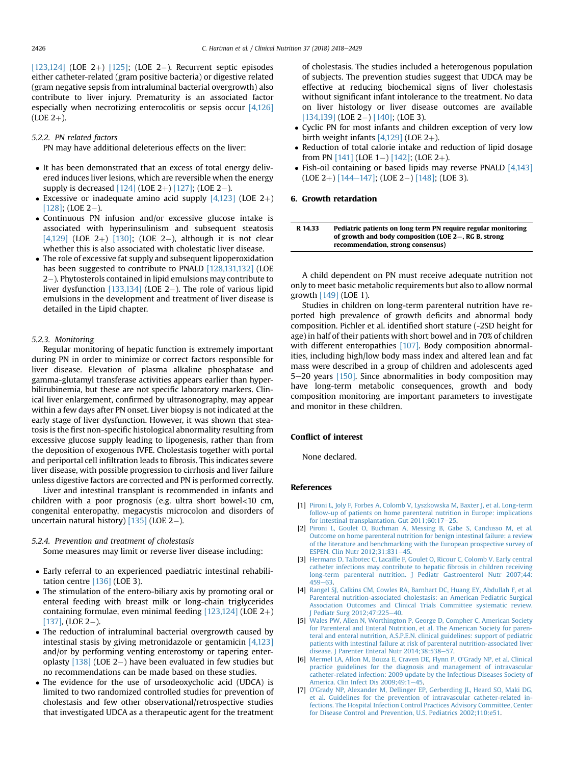[123,124] (LOE 2+) [125]; (LOE 2−). Recurrent septic episodes either catheter-related (gram positive bacteria) or digestive related (gram negative sepsis from intraluminal bacterial overgrowth) also contribute to liver injury. Prematurity is an associated factor especially when necrotizing enterocolitis or sepsis occur [4,126] (LOE 2+).

#### 5.2.2. PN related factors

PN may have additional deleterious effects on the liver:

- It has been demonstrated that an excess of total energy delivered induces liver lesions, which are reversible when the energy supply is decreased [124] (LOE 2+) [127]; (LOE 2−).
- Excessive or inadequate amino acid supply [4,123] (LOE 2+) [128]; (LOE 2−).
- Continuous PN infusion and/or excessive glucose intake is associated with hyperinsulinism and subsequent steatosis [4,129] (LOE 2+) [130]; (LOE 2−), although it is not clear whether this is also associated with cholestatic liver disease.
- The role of excessive fat supply and subsequent lipoperoxidation has been suggested to contribute to PNALD [128,131,132] (LOE 2−). Phytosterols contained in lipid emulsions may contribute to liver dysfunction [133,134] (LOE 2−). The role of various lipid emulsions in the development and treatment of liver disease is detailed in the Lipid chapter.

#### 5.2.3. Monitoring

Regular monitoring of hepatic function is extremely important during PN in order to minimize or correct factors responsible for liver disease. Elevation of plasma alkaline phosphatase and gamma-glutamyl transferase activities appears earlier than hyperbilirubinemia, but these are not specific laboratory markers. Clinical liver enlargement, confirmed by ultrasonography, may appear within a few days after PN onset. Liver biopsy is not indicated at the early stage of liver dysfunction. However, it was shown that steatosis is the first non-specific histological abnormality resulting from excessive glucose supply leading to lipogenesis, rather than from the deposition of exogenous IVFE. Cholestasis together with portal and periportal cell infiltration leads to fibrosis. This indicates severe liver disease, with possible progression to cirrhosis and liver failure unless digestive factors are corrected and PN is performed correctly.

Liver and intestinal transplant is recommended in infants and children with a poor prognosis (e.g. ultra short bowel<10 cm, congenital enteropathy, megacystis microcolon and disorders of uncertain natural history) [135] (LOE 2−).

#### 5.2.4. Prevention and treatment of cholestasis

Some measures may limit or reverse liver disease including:

- Early referral to an experienced paediatric intestinal rehabilitation centre [136] (LOE 3).
- The stimulation of the entero-biliary axis by promoting oral or enteral feeding with breast milk or long-chain triglycerides containing formulae, even minimal feeding [123,124] (LOE 2+) [137], (LOE 2−).
- The reduction of intraluminal bacterial overgrowth caused by intestinal stasis by giving metronidazole or gentamicin [4,123] and/or by performing venting enterostomy or tapering enteroplasty [138] (LOE 2−) have been evaluated in few studies but no recommendations can be made based on these studies.
- The evidence for the use of ursodeoxycholic acid (UDCA) is limited to two randomized controlled studies for prevention of cholestasis and few other observational/retrospective studies that investigated UDCA as a therapeutic agent for the treatment of cholestasis. The studies included a heterogenous population of subjects. The prevention studies suggest that UDCA may be effective at reducing biochemical signs of liver cholestasis without significant infant intolerance to the treatment. No data on liver histology or liver disease outcomes are available [134,139] (LOE 2−) [140]; (LOE 3).
- Cyclic PN for most infants and children exception of very low birth weight infants [4,129] (LOE 2+).
- Reduction of total calorie intake and reduction of lipid dosage from PN [141] (LOE 1−) [142]; (LOE 2+).
- Fish-oil containing or based lipids may reverse PNALD [4,143] (LOE 2+) [144–147]; (LOE 2−) [148]; (LOE 3).

## 6. Growth retardation

| R 14.33 | Pediatric patients on long term PN require regular monitoring of growth and body composition (LOE 2−, RG B, strong recommendation, strong consensus) |
|---|---|

A child dependent on PN must receive adequate nutrition not only to meet basic metabolic requirements but also to allow normal growth [149] (LOE 1).

Studies in children on long-term parenteral nutrition have reported high prevalence of growth deficits and abnormal body composition. Pichler et al. identified short stature (-2SD height for age) in half of their patients with short bowel and in 70% of children with different enteropathies [107]. Body composition abnormalities, including high/low body mass index and altered lean and fat mass were described in a group of children and adolescents aged 5–20 years [150]. Since abnormalities in body composition may have long-term metabolic consequences, growth and body composition monitoring are important parameters to investigate and monitor in these children.

## Conflict of interest

None declared.

## References

[1] Pironi L, Joly F, Forbes A, Colomb V, Lyszkowska M, Baxter J, et al. Long-term follow-up of patients on home parenteral nutrition in Europe: implications for intestinal transplantation. Gut 2011;60:17–25.

[2] Pironi L, Goulet O, Buchman A, Messing B, Gabe S, Candusso M, et al. Outcome on home parenteral nutrition for benign intestinal failure: a review of the literature and benchmarking with the European prospective survey of ESPEN. Clin Nutr 2012;31:831–45.

[3] Hermans D, Talbotec C, Lacaille F, Goulet O, Ricour C, Colomb V. Early central catheter infections may contribute to hepatic fibrosis in children receiving long-term parenteral nutrition. J Pediatr Gastroenterol Nutr 2007;44: 459–63.

[4] Rangel SJ, Calkins CM, Cowles RA, Barnhart DC, Huang EY, Abdullah F, et al. Parenteral nutrition-associated cholestasis: an American Pediatric Surgical Association Outcomes and Clinical Trials Committee systematic review. J Pediatr Surg 2012;47:225–40.

[5] Wales PW, Allen N, Worthington P, George D, Compher C, American Society for Parenteral and Enteral Nutrition, et al. The American Society for parenteral and enteral nutrition, A.S.P.E.N. clinical guidelines: support of pediatric patients with intestinal failure at risk of parenteral nutrition-associated liver disease. J Parenter Enteral Nutr 2014;38:538–57.

[6] Mermel LA, Allon M, Bouza E, Craven DE, Flynn P, O'Grady NP, et al. Clinical practice guidelines for the diagnosis and management of intravascular catheter-related infection: 2009 update by the Infectious Diseases Society of America. Clin Infect Dis 2009;49:1–45.

[7] O'Grady NP, Alexander M, Dellinger EP, Gerberding JL, Heard SO, Maki DG, et al. Guidelines for the prevention of intravascular catheter-related infections. The Hospital Infection Control Practices Advisory Committee, Center for Disease Control and Prevention, U.S. Pediatrics 2002;110:e51.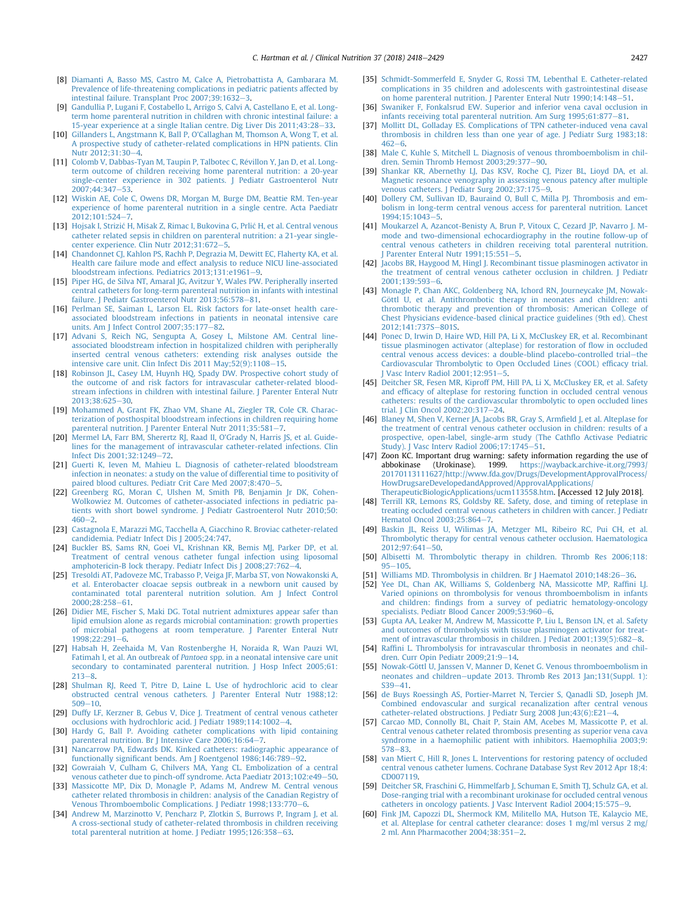[8] Diamanti A, Basso MS, Castro M, Calce A, Pietrobattista A, Gambarara M. Prevalence of life-threatening complications in pediatric patients affected by intestinal failure. Transplant Proc 2007;39:1632–3.

[9] Gandullia P, Lugani F, Costabello L, Arrigo S, Calvi A, Castellano E, et al. Long-term home parenteral nutrition in children with chronic intestinal failure: a 15-year experience at a single Italian centre. Dig Liver Dis 2011;43:28–33.

[10] Gillanders L, Angstmann K, Ball P, O'Callaghan M, Thomson A, Wong T, et al. A prospective study of catheter-related complications in HPN patients. Clin Nutr 2012;31:30–4.

[11] Colomb V, Dabbas-Tyan M, Taupin P, Talbotec C, Révillon Y, Jan D, et al. Long-term outcome of children receiving home parenteral nutrition: a 20-year single-center experience in 302 patients. J Pediatr Gastroenterol Nutr 2007;44:347–53.

[12] Wiskin AE, Cole C, Owens DR, Morgan M, Burge DM, Beattie RM. Ten-year experience of home parenteral nutrition in a single centre. Acta Paediatr 2012;101:524–7.

[13] Hojsak I, Strizić H, Mišak Z, Rimac I, Bukovina G, Prlić H, et al. Central venous catheter related sepsis in children on parenteral nutrition: a 21-year single-center experience. Clin Nutr 2012;31:672–5.

[14] Chandonnet CJ, Kahlon PS, Rachh P, Degrazia M, Dewitt EC, Flaherty KA, et al. Health care failure mode and effect analysis to reduce NICU line-associated bloodstream infections. Pediatrics 2013;131:e1961–9.

[15] Piper HG, de Silva NT, Amaral JG, Avitzur Y, Wales PW. Peripherally inserted central catheters for long-term parenteral nutrition in infants with intestinal failure. J Pediatr Gastroenterol Nutr 2013;56:578–81.

[16] Perlman SE, Saiman L, Larson EL. Risk factors for late-onset health care-associated bloodstream infections in patients in neonatal intensive care units. Am J Infect Control 2007;35:177–82.

[17] Advani S, Reich NG, Sengupta A, Gosey L, Milstone AM. Central line-associated bloodstream infection in hospitalized children with peripherally inserted central venous catheters: extending risk analyses outside the intensive care unit. Clin Infect Dis 2011 May;52(9):1108–15.

[18] Robinson JL, Casey LM, Huynh HQ, Spady DW. Prospective cohort study of the outcome of and risk factors for intravascular catheter-related bloodstream infections in children with intestinal failure. J Parenter Enteral Nutr 2013;38:625–30.

[19] Mohammed A, Grant FK, Zhao VM, Shane AL, Ziegler TR, Cole CR. Characterization of posthospital bloodstream infections in children requiring home parenteral nutrition. J Parenter Enteral Nutr 2011;35:581–7.

[20] Mermel LA, Farr BM, Sherertz RJ, Raad II, O'Grady N, Harris JS, et al. Guidelines for the management of intravascular catheter-related infections. Clin Infect Dis 2001;32:1249–72.

[21] Guerti K, Ieven M, Mahieu L. Diagnosis of catheter-related bloodstream infection in neonates: a study on the value of differential time to positivity of paired blood cultures. Pediatr Crit Care Med 2007;8:470–5.

[22] Greenberg RG, Moran C, Ulshen M, Smith PB, Benjamin Jr DK, Cohen-Wolkowiez M. Outcomes of catheter-associated infections in pediatric patients with short bowel syndrome. J Pediatr Gastroenterol Nutr 2010;50:460–2.

[23] Castagnola E, Marazzi MG, Tacchella A, Giacchino R. Broviac catheter-related candidemia. Pediatr Infect Dis J 2005;24:747.

[24] Buckler BS, Sams RN, Goei VL, Krishnan KR, Bemis MJ, Parker DP, et al. Treatment of central venous catheter fungal infection using liposomal amphotericin-B lock therapy. Pediatr Infect Dis J 2008;27:762–4.

[25] Tresoldi AT, Padoveze MC, Trabasso P, Veiga JF, Marba ST, von Nowakonski A, et al. Enterobacter cloacae sepsis outbreak in a newborn unit caused by contaminated total parenteral nutrition solution. Am J Infect Control 2000;28:258–61.

[26] Didier ME, Fischer S, Maki DG. Total nutrient admixtures appear safer than lipid emulsion alone as regards microbial contamination: growth properties of microbial pathogens at room temperature. J Parenter Enteral Nutr 1998;22:291–6.

[27] Habsah H, Zeehaida M, Van Rostenberghe H, Noraida R, Wan Pauzi WI, Fatimah I, et al. An outbreak of *Pantoea* spp. in a neonatal intensive care unit secondary to contaminated parenteral nutrition. J Hosp Infect 2005;61:213–8.

[28] Shulman RJ, Reed T, Pitre D, Laine L. Use of hydrochloric acid to clear obstructed central venous catheters. J Parenter Enteral Nutr 1988;12:509–10.

[29] Duffy LF, Kerzner B, Gebus V, Dice J. Treatment of central venous catheter occlusions with hydrochloric acid. J Pediatr 1989;114:1002–4.

[30] Hardy G, Ball P. Avoiding catheter complications with lipid containing parenteral nutrition. Br J Intensive Care 2006;16:64–7.

[31] Nancarrow PA, Edwards DK. Kinked catheters: radiographic appearance of functionally significant bends. Am J Roentgenol 1986;146:789–92.

[32] Gowraiah V, Culham G, Chilvers MA, Yang CL. Embolization of a central venous catheter due to pinch-off syndrome. Acta Paediatr 2013;102:e49–50.

[33] Massicotte MP, Dix D, Monagle P, Adams M, Andrew M. Central venous catheter related thrombosis in children: analysis of the Canadian Registry of Venous Thromboembolic Complications. J Pediatr 1998;133:770–6.

[34] Andrew M, Marzinotto V, Pencharz P, Zlotkin S, Burrows P, Ingram J, et al. A cross-sectional study of catheter-related thrombosis in children receiving total parenteral nutrition at home. J Pediatr 1995;126:358–63.

[35] Schmidt-Sommerfeld E, Snyder G, Rossi TM, Lebenthal E. Catheter-related complications in 35 children and adolescents with gastrointestinal disease on home parenteral nutrition. J Parenter Enteral Nutr 1990;14:148–51.

[36] Swaniker F, Fonkalsrud EW. Superior and inferior vena caval occlusion in infants receiving total parenteral nutrition. Am Surg 1995;61:877–81.

[37] Mollitt DL, Golladay ES. Complications of TPN catheter-induced vena caval thrombosis in children less than one year of age. J Pediatr Surg 1983;18:462–6.

[38] Male C, Kuhle S, Mitchell L. Diagnosis of venous thromboembolism in children. Semin Thromb Hemost 2003;29:377–90.

[39] Shankar KR, Abernethy LJ, Das KSV, Roche CJ, Pizer BL, Lioyd DA, et al. Magnetic resonance venography in assessing venous patency after multiple venous catheters. J Pediatr Surg 2002;37:175–9.

[40] Dollery CM, Sullivan ID, Bauraind O, Bull C, Milla PJ. Thrombosis and embolism in long-term central venous access for parenteral nutrition. Lancet 1994;15:1043–5.

[41] Moukarzel A, Azancot-Benisty A, Brun P, Vitoux C, Cezard JP, Navarro J. M-mode and two-dimensional echocardiography in the routine follow-up of central venous catheters in children receiving total parenteral nutrition. J Parenter Enteral Nutr 1991;15:551–5.

[42] Jacobs BR, Haygood M, Hingl J. Recombinant tissue plasminogen activator in the treatment of central venous catheter occlusion in children. J Pediatr 2001;139:593–6.

[43] Monagle P, Chan AKC, Goldenberg NA, Ichord RN, Journeycake JM, Nowak-Göttl U, et al. Antithrombotic therapy in neonates and children: anti thrombotic therapy and prevention of thrombosis: American College of Chest Physicians evidence-based clinical practice guidelines (9th ed). Chest 2012;141:737S–801S.

[44] Ponec D, Irwin D, Haire WD, Hill PA, Li X, McCluskey ER, et al. Recombinant tissue plasminogen activator (alteplase) for restoration of flow in occluded central venous access devices: a double-blind placebo-controlled trial—the Cardiovascular Thrombolytic to Open Occluded Lines (COOL) efficacy trial. J Vasc Interv Radiol 2001;12:951–5.

[45] Deitcher SR, Fesen MR, Kiproff PM, Hill PA, Li X, McCluskey ER, et al. Safety and efficacy of alteplase for restoring function in occluded central venous catheters: results of the cardiovascular thrombolytic to open occluded lines trial. J Clin Oncol 2002;20:317–24.

[46] Blaney M, Shen V, Kerner JA, Jacobs BR, Gray S, Armfield J, et al. Alteplase for the treatment of central venous catheter occlusion in children: results of a prospective, open-label, single-arm study (The Cathflo Activase Pediatric Study). J Vasc Interv Radiol 2006;17:1745–51.

[47] Zoon KC. Important drug warning: safety information regarding the use of abbokinase (Urokinase). 1999. https://wayback.archive-it.org/7993/20170113111627/http://www.fda.gov/Drugs/DevelopmentApprovalProcess/HowDrugsareDevelopedandApproved/ApprovalApplications/TherapeuticBiologicApplications/ucm113558.htm. [Accessed 12 July 2018].

[48] Terrill KR, Lemons RS, Goldsby RE. Safety, dose, and timing of reteplase in treating occluded central venous catheters in children with cancer. J Pediatr Hematol Oncol 2003;25:864–7.

[49] Baskin JL, Reiss U, Wilimas JA, Metzger ML, Ribeiro RC, Pui CH, et al. Thrombolytic therapy for central venous catheter occlusion. Haematologica 2012;97:641–50.

[50] Albisetti M. Thrombolytic therapy in children. Thromb Res 2006;118:95–105.

[51] Williams MD. Thrombolysis in children. Br J Haematol 2010;148:26–36.

[52] Yee DL, Chan AK, Williams S, Goldenberg NA, Massicotte MP, Raffini LJ. Varied opinions on thrombolysis for venous thromboembolism in infants and children: findings from a survey of pediatric hematology-oncology specialists. Pediatr Blood Cancer 2009;53:960–6.

[53] Gupta AA, Leaker M, Andrew M, Massicotte P, Liu L, Benson LN, et al. Safety and outcomes of thrombolysis with tissue plasminogen activator for treatment of intravascular thrombosis in children. J Pediatr 2001;139(5):682–8.

[54] Raffini L. Thrombolysis for intravascular thrombosis in neonates and children. Curr Opin Pediatr 2009;21:9–14.

[55] Nowak-Göttl U, Janssen V, Manner D, Kenet G. Venous thromboembolism in neonates and children—update 2013. Thromb Res 2013 Jan;131(Suppl. 1):S39–41.

[56] de Buys Roessingh AS, Portier-Marret N, Tercier S, Qanadli SD, Joseph JM. Combined endovascular and surgical recanalization after central venous catheter-related obstructions. J Pediatr Surg 2008 Jun;43(6):E21–4.

[57] Carcao MD, Connolly BL, Chait P, Stain AM, Acebes M, Massicotte P, et al. Central venous catheter related thrombosis presenting as superior vena cava syndrome in a haemophilic patient with inhibitors. Haemophilia 2003;9:578–83.

[58] van Miert C, Hill R, Jones L. Interventions for restoring patency of occluded central venous catheter lumens. Cochrane Database Syst Rev 2012 Apr 18;4:CD007119.

[59] Deitcher SR, Fraschini G, Himmelfarb J, Schuman E, Smith TJ, Schulz GA, et al. Dose-ranging trial with a recombinant urokinase for occluded central venous catheters in oncology patients. J Vasc Intervent Radiol 2004;15:575–9.

[60] Fink JM, Capozzi DL, Shermock KM, Militello MA, Hutson TE, Kalaycio ME, et al. Alteplase for central catheter clearance: doses 1 mg/ml versus 2 mg/2 ml. Ann Pharmacother 2004;38:351–2.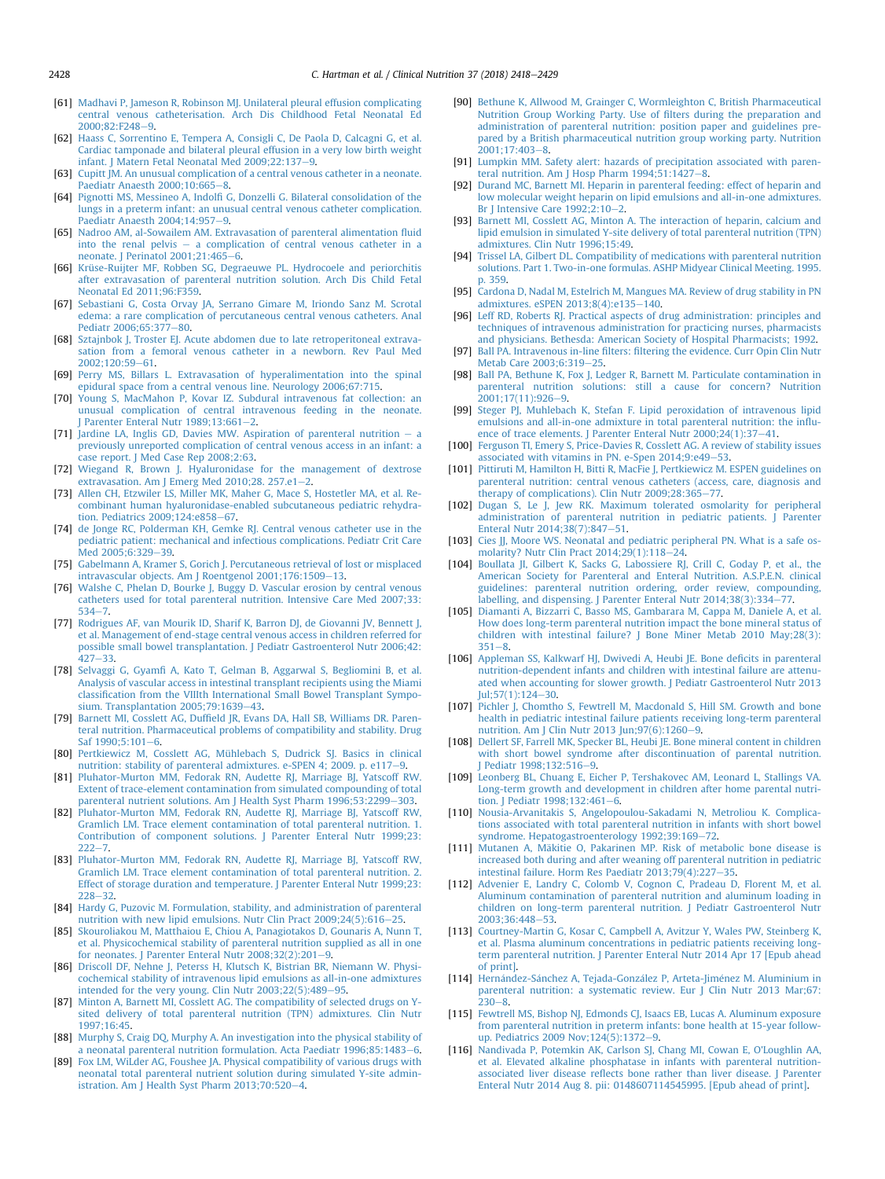[61] Madhavi P, Jameson R, Robinson MJ. Unilateral pleural effusion complicating central venous catheterisation. Arch Dis Childhood Fetal Neonatal Ed 2000;82:F248–9.

[62] Haass C, Sorrentino E, Tempera A, Consigli C, De Paola D, Calcagni G, et al. Cardiac tamponade and bilateral pleural effusion in a very low birth weight infant. J Matern Fetal Neonatal Med 2009;22:137–9.

[63] Cupitt JM. An unusual complication of a central venous catheter in a neonate. Paediatr Anaesth 2000;10:665–8.

[64] Pignotti MS, Messineo A, Indolfi G, Donzelli G. Bilateral consolidation of the lungs in a preterm infant: an unusual central venous catheter complication. Paediatr Anaesth 2004;14:957–9.

[65] Nadroo AM, al-Sowailem AM. Extravasation of parenteral alimentation fluid into the renal pelvis – a complication of central venous catheter in a neonate. J Perinatol 2001;21:465–6.

[66] Krüse-Ruijter MF, Robben SG, Degraeuwe PL. Hydrocoele and periorchitis after extravasation of parenteral nutrition solution. Arch Dis Child Fetal Neonatal Ed 2011;96:F359.

[67] Sebastiani G, Costa Orvay JA, Serrano Gimare M, Iriondo Sanz M. Scrotal edema: a rare complication of percutaneous central venous catheters. Anal Pediatr 2006;65:377–80.

[68] Sztajnbok J, Troster EJ. Acute abdomen due to late retroperitoneal extravasation from a femoral venous catheter in a newborn. Rev Paul Med 2002;120:59–61.

[69] Perry MS, Billars L. Extravasation of hyperalimentation into the spinal epidural space from a central venous line. Neurology 2006;67:715.

[70] Young S, MacMahon P, Kovar IZ. Subdural intravenous fat collection: an unusual complication of central intravenous feeding in the neonate. J Parenter Enteral Nutr 1989;13:661–2.

[71] Jardine LA, Inglis GD, Davies MW. Aspiration of parenteral nutrition – a previously unreported complication of central venous access in an infant: a case report. J Med Case Rep 2008;2:63.

[72] Wiegand R, Brown J. Hyaluronidase for the management of dextrose extravasation. Am J Emerg Med 2010;28. 257.e1–2.

[73] Allen CH, Etzwiler LS, Miller MK, Maher G, Mace S, Hostetler MA, et al. Recombinant human hyaluronidase-enabled subcutaneous pediatric rehydration. Pediatrics 2009;124:e858–67.

[74] de Jonge RC, Polderman KH, Gemke RJ. Central venous catheter use in the pediatric patient: mechanical and infectious complications. Pediatr Crit Care Med 2005;6:329–39.

[75] Gabelmann A, Kramer S, Gorich J. Percutaneous retrieval of lost or misplaced intravascular objects. Am J Roentgenol 2001;176:1509–13.

[76] Walshe C, Phelan D, Bourke J, Buggy D. Vascular erosion by central venous catheters used for total parenteral nutrition. Intensive Care Med 2007;33:534–7.

[77] Rodrigues AF, van Mourik ID, Sharif K, Barron DJ, de Giovanni JV, Bennett J, et al. Management of end-stage central venous access in children referred for possible small bowel transplantation. J Pediatr Gastroenterol Nutr 2006;42:427–33.

[78] Selvaggi G, Gyamfi A, Kato T, Gelman B, Aggarwal S, Begliomini B, et al. Analysis of vascular access in intestinal transplant recipients using the Miami classification from the VIIIth International Small Bowel Transplant Symposium. Transplantation 2005;79:1639–43.

[79] Barnett MI, Cosslett AG, Duffield JR, Evans DA, Hall SB, Williams DR. Parenteral nutrition. Pharmaceutical problems of compatibility and stability. Drug Saf 1990;5:101–6.

[80] Pertkiewicz M, Cosslett AG, Mühlebach S, Dudrick SJ. Basics in clinical nutrition: stability of parenteral admixtures. e-SPEN 4; 2009. p. e117–9.

[81] Pluhator-Murton MM, Fedorak RN, Audette RJ, Marriage BJ, Yatscoff RW. Extent of trace-element contamination from simulated compounding of total parenteral nutrient solutions. Am J Health Syst Pharm 1996;53:2299–303.

[82] Pluhator-Murton MM, Fedorak RN, Audette RJ, Marriage BJ, Yatscoff RW, Gramlich LM. Trace element contamination of total parenteral nutrition. 1. Contribution of component solutions. J Parenter Enteral Nutr 1999;23:222–7.

[83] Pluhator-Murton MM, Fedorak RN, Audette RJ, Marriage BJ, Yatscoff RW, Gramlich LM. Trace element contamination of total parenteral nutrition. 2. Effect of storage duration and temperature. J Parenter Enteral Nutr 1999;23:228–32.

[84] Hardy G, Puzovic M. Formulation, stability, and administration of parenteral nutrition with new lipid emulsions. Nutr Clin Pract 2009;24(5):616–25.

[85] Skouroliakou M, Matthaiou E, Chiou A, Panagiotakos D, Gounaris A, Nunn T, et al. Physicochemical stability of parenteral nutrition supplied as all in one for neonates. J Parenter Enteral Nutr 2008;32(2):201–9.

[86] Driscoll DF, Nehne J, Peterss H, Klutsch K, Bistrian BR, Niemann W. Physicochemical stability of intravenous lipid emulsions as all-in-one admixtures intended for the very young. Clin Nutr 2003;22(5):489–95.

[87] Minton A, Barnett MI, Cosslett AG. The compatibility of selected drugs on Y-site delivery of total parenteral nutrition (TPN) admixtures. Clin Nutr 1997;16:45.

[88] Murphy S, Craig DQ, Murphy A. An investigation into the physical stability of a neonatal parenteral nutrition formulation. Acta Paediatr 1996;85:1483–6.

[89] Fox LM, WiLder AG, Foushee JA. Physical compatibility of various drugs with neonatal total parenteral nutrient solution during simulated Y-site administration. Am J Health Syst Pharm 2013;70:520–4.

[90] Bethune K, Allwood M, Grainger C, Wormleighton C, British Pharmaceutical Nutrition Group Working Party. Use of filters during the preparation and administration of parenteral nutrition: position paper and guidelines prepared by a British pharmaceutical nutrition group working party. Nutrition 2001;17:403–8.

[91] Lumpkin MM. Safety alert: hazards of precipitation associated with parenteral nutrition. Am J Hosp Pharm 1994;51:1427–8.

[92] Durand MC, Barnett MI. Heparin in parenteral feeding: effect of heparin and low molecular weight heparin on lipid emulsions and all-in-one admixtures. Br J Intensive Care 1992;2:10–2.

[93] Barnett MI, Cosslett AG, Minton A. The interaction of heparin, calcium and lipid emulsion in simulated Y-site delivery of total parenteral nutrition (TPN) admixtures. Clin Nutr 1996;15:49.

[94] Trissel LA, Gilbert DL. Compatibility of medications with parenteral nutrition solutions. Part 1. Two-in-one formulas. ASHP Midyear Clinical Meeting. 1995. p. 359.

[95] Cardona D, Nadal M, Estelrich M, Mangues MA. Review of drug stability in PN admixtures. eSPEN 2013;8(4):e135–140.

[96] Leff RD, Roberts RJ. Practical aspects of drug administration: principles and techniques of intravenous administration for practicing nurses, pharmacists and physicians. Bethesda: American Society of Hospital Pharmacists; 1992.

[97] Ball PA. Intravenous in-line filters: filtering the evidence. Curr Opin Clin Nutr Metab Care 2003;6:319–25.

[98] Ball PA, Bethune K, Fox J, Ledger R, Barnett M. Particulate contamination in parenteral nutrition solutions: still a cause for concern? Nutrition 2001;17(11):926–9.

[99] Steger PJ, Muhlebach K, Stefan F. Lipid peroxidation of intravenous lipid emulsions and all-in-one admixture in total parenteral nutrition: the influence of trace elements. J Parenter Enteral Nutr 2000;24(1):37–41.

[100] Ferguson TI, Emery S, Price-Davies R, Cosslett AG. A review of stability issues associated with vitamins in PN. e-Spen 2014;9:e49–53.

[101] Pittiruti M, Hamilton H, Bitti R, MacFie J, Pertkiewicz M. ESPEN guidelines on parenteral nutrition: central venous catheters (access, care, diagnosis and therapy of complications). Clin Nutr 2009;28:365–77.

[102] Dugan S, Le J, Jew RK. Maximum tolerated osmolarity for peripheral administration of parenteral nutrition in pediatric patients. J Parenter Enteral Nutr 2014;38(7):847–51.

[103] Cies JJ, Moore WS. Neonatal and pediatric peripheral PN. What is a safe osmolarity? Nutr Clin Pract 2014;29(1):118–24.

[104] Boullata JI, Gilbert K, Sacks G, Labossiere RJ, Crill C, Goday P, et al., the American Society for Parenteral and Enteral Nutrition. A.S.P.E.N. clinical guidelines: parenteral nutrition ordering, order review, compounding, labelling, and dispensing. J Parenter Enteral Nutr 2014;38(3):334–77.

[105] Diamanti A, Bizzarri C, Basso MS, Gambarara M, Cappa M, Daniele A, et al. How does long-term parenteral nutrition impact the bone mineral status of children with intestinal failure? J Bone Miner Metab 2010 May;28(3):351–8.

[106] Appleman SS, Kalkwarf HJ, Dwivedi A, Heubi JE. Bone deficits in parenteral nutrition-dependent infants and children with intestinal failure are attenuated when accounting for slower growth. J Pediatr Gastroenterol Nutr 2013 Jul;57(1):124–30.

[107] Pichler J, Chomtho S, Fewtrell M, Macdonald S, Hill SM. Growth and bone health in pediatric intestinal failure patients receiving long-term parenteral nutrition. Am J Clin Nutr 2013 Jun;97(6):1260–9.

[108] Dellert SF, Farrell MK, Specker BL, Heubi JE. Bone mineral content in children with short bowel syndrome after discontinuation of parental nutrition. J Pediatr 1998;132:516–9.

[109] Leonberg BL, Chuang E, Eicher P, Tershakovec AM, Leonard L, Stallings VA. Long-term growth and development in children after home parental nutrition. J Pediatr 1998;132:461–6.

[110] Nousia-Arvanitakis S, Angelopoulou-Sakadami N, Metroliou K. Complications associated with total parenteral nutrition in infants with short bowel syndrome. Hepatogastroenterology 1992;39:169–72.

[111] Mutanen A, Mäkitie O, Pakarinen MP. Risk of metabolic bone disease is increased both during and after weaning off parenteral nutrition in pediatric intestinal failure. Horm Res Paediatr 2013;79(4):227–35.

[112] Advenier E, Landry C, Colomb V, Cognon C, Pradeau D, Florent M, et al. Aluminum contamination of parenteral nutrition and aluminum loading in children on long-term parenteral nutrition. J Pediatr Gastroenterol Nutr 2003;36:448–53.

[113] Courtney-Martin G, Kosar C, Campbell A, Avitzur Y, Wales PW, Steinberg K, et al. Plasma aluminum concentrations in pediatric patients receiving long-term parenteral nutrition. J Parenter Enteral Nutr 2014 Apr 17 [Epub ahead of print].

[114] Hernández-Sánchez A, Tejada-González P, Arteta-Jiménez M. Aluminium in parenteral nutrition: a systematic review. Eur J Clin Nutr 2013 Mar;67:230–8.

[115] Fewtrell MS, Bishop NJ, Edmonds CJ, Isaacs EB, Lucas A. Aluminum exposure from parenteral nutrition in preterm infants: bone health at 15-year follow-up. Pediatrics 2009 Nov;124(5):1372–9.

[116] Nandivada P, Potemkin AK, Carlson SJ, Chang MI, Cowan E, O'Loughlin AA, et al. Elevated alkaline phosphatase in infants with parenteral nutrition-associated liver disease reflects bone rather than liver disease. J Parenter Enteral Nutr 2014 Aug 8. pii: 0148607114545995. [Epub ahead of print].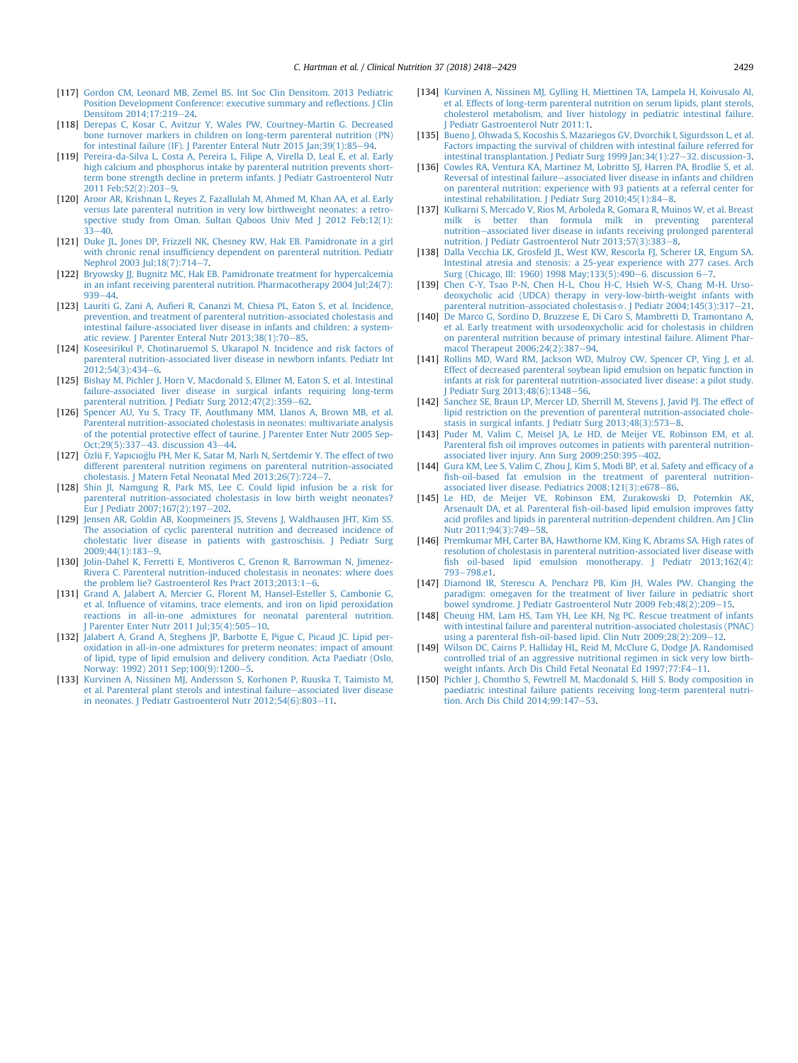[117] Gordon CM, Leonard MB, Zemel BS. Int Soc Clin Densitom. 2013 Pediatric Position Development Conference: executive summary and reflections. J Clin Densitom 2014;17:219–24.

[118] Derepas C, Kosar C, Avitzur Y, Wales PW, Courtney-Martin G. Decreased bone turnover markers in children on long-term parenteral nutrition (PN) for intestinal failure (IF). J Parenter Enteral Nutr 2015 Jan;39(1):85–94.

[119] Pereira-da-Silva L, Costa A, Pereira L, Filipe A, Virella D, Leal E, et al. Early high calcium and phosphorus intake by parenteral nutrition prevents short-term bone strength decline in preterm infants. J Pediatr Gastroenterol Nutr 2011 Feb;52(2):203–9.

[120] Aroor AR, Krishnan L, Reyes Z, Fazallulah M, Ahmed M, Khan AA, et al. Early versus late parenteral nutrition in very low birthweight neonates: a retrospective study from Oman. Sultan Qaboos Univ Med J 2012 Feb;12(1):33–40.

[121] Duke JL, Jones DP, Frizzell NK, Chesney RW, Hak EB. Pamidronate in a girl with chronic renal insufficiency dependent on parenteral nutrition. Pediatr Nephrol 2003 Jul;18(7):714–7.

[122] Bryowsky JJ, Bugnitz MC, Hak EB. Pamidronate treatment for hypercalcemia in an infant receiving parenteral nutrition. Pharmacotherapy 2004 Jul;24(7):939–44.

[123] Lauriti G, Zani A, Aufieri R, Cananzi M, Chiesa PL, Eaton S, et al. Incidence, prevention, and treatment of parenteral nutrition-associated cholestasis and intestinal failure-associated liver disease in infants and children: a systematic review. J Parenter Enteral Nutr 2013;38(1):70–85.

[124] Koseesirikul P, Chotinaruemol S, Ukarapol N. Incidence and risk factors of parenteral nutrition-associated liver disease in newborn infants. Pediatr Int 2012;54(3):434–6.

[125] Bishay M, Pichler J, Horn V, Macdonald S, Ellmer M, Eaton S, et al. Intestinal failure-associated liver disease in surgical infants requiring long-term parenteral nutrition. J Pediatr Surg 2012;47(2):359–62.

[126] Spencer AU, Yu S, Tracy TF, Aouthmany MM, Llanos A, Brown MB, et al. Parenteral nutrition-associated cholestasis in neonates: multivariate analysis of the potential protective effect of taurine. J Parenter Enter Nutr 2005 Sep-Oct;29(5):337–43. discussion 43–44.

[127] Özlü F, Yapıcıoğlu PH, Mer K, Satar M, Narlı N, Sertdemir Y. The effect of two different parenteral nutrition regimens on parenteral nutrition-associated cholestasis. J Matern Fetal Neonatal Med 2013;26(7):724–7.

[128] Shin JI, Namgung R, Park MS, Lee C. Could lipid infusion be a risk for parenteral nutrition-associated cholestasis in low birth weight neonates? Eur J Pediatr 2007;167(2):197–202.

[129] Jensen AR, Goldin AB, Koopmeiners JS, Stevens J, Waldhausen JHT, Kim SS. The association of cyclic parenteral nutrition and decreased incidence of cholestatic liver disease in patients with gastroschisis. J Pediatr Surg 2009;44(1):183–9.

[130] Jolin-Dahel K, Ferretti E, Montiveros C, Grenon R, Barrowman N, Jimenez-Rivera C. Parenteral nutrition-induced cholestasis in neonates: where does the problem lie? Gastroenterol Res Pract 2013;2013:1–6.

[131] Grand A, Jalabert A, Mercier G, Florent M, Hansel-Esteller S, Cambonie G, et al. Influence of vitamins, trace elements, and iron on lipid peroxidation reactions in all-in-one admixtures for neonatal parenteral nutrition. J Parenter Enter Nutr 2011 Jul;35(4):505–10.

[132] Jalabert A, Grand A, Steghens JP, Barbotte E, Pigue C, Picaud JC. Lipid peroxidation in all-in-one admixtures for preterm neonates: impact of amount of lipid, type of lipid emulsion and delivery condition. Acta Paediatr (Oslo, Norway: 1992) 2011 Sep;100(9):1200–5.

[133] Kurvinen A, Nissinen MJ, Andersson S, Korhonen P, Ruuska T, Taimisto M, et al. Parenteral plant sterols and intestinal failure–associated liver disease in neonates. J Pediatr Gastroenterol Nutr 2012;54(6):803–11.

[134] Kurvinen A, Nissinen MJ, Gylling H, Miettinen TA, Lampela H, Koivusalo AI, et al. Effects of long-term parenteral nutrition on serum lipids, plant sterols, cholesterol metabolism, and liver histology in pediatric intestinal failure. J Pediatr Gastroenterol Nutr 2011:1.

[135] Bueno J, Ohwada S, Kocoshis S, Mazariegos GV, Dvorchik I, Sigurdsson L, et al. Factors impacting the survival of children with intestinal failure referred for intestinal transplantation. J Pediatr Surg 1999 Jan;34(1):27–32. discussion-3.

[136] Cowles RA, Ventura KA, Martinez M, Lobritto SJ, Harren PA, Brodlie S, et al. Reversal of intestinal failure–associated liver disease in infants and children on parenteral nutrition: experience with 93 patients at a referral center for intestinal rehabilitation. J Pediatr Surg 2010;45(1):84–8.

[137] Kulkarni S, Mercado V, Rios M, Arboleda R, Gomara R, Muinos W, et al. Breast milk is better than formula milk in preventing parenteral nutrition–associated liver disease in infants receiving prolonged parenteral nutrition. J Pediatr Gastroenterol Nutr 2013;57(3):383–8.

[138] Dalla Vecchia LK, Grosfeld JL, West KW, Rescorla FJ, Scherer LR, Engum SA. Intestinal atresia and stenosis: a 25-year experience with 277 cases. Arch Surg (Chicago, Ill: 1960) 1998 May;133(5):490–6. discussion 6–7.

[139] Chen C-Y, Tsao P-N, Chen H-L, Chou H-C, Hsieh W-S, Chang M-H. Ursodeoxycholic acid (UDCA) therapy in very-low-birth-weight infants with parenteral nutrition-associated cholestasis☆. J Pediatr 2004;145(3):317–21.

[140] De Marco G, Sordino D, Bruzzese E, Di Caro S, Mambretti D, Tramontano A, et al. Early treatment with ursodeoxycholic acid for cholestasis in children on parenteral nutrition because of primary intestinal failure. Aliment Pharmacol Therapeut 2006;24(2):387–94.

[141] Rollins MD, Ward RM, Jackson WD, Mulroy CW, Spencer CP, Ying J, et al. Effect of decreased parenteral soybean lipid emulsion on hepatic function in infants at risk for parenteral nutrition-associated liver disease: a pilot study. J Pediatr Surg 2013;48(6):1348–56.

[142] Sanchez SE, Braun LP, Mercer LD, Sherrill M, Stevens J, Javid PJ. The effect of lipid restriction on the prevention of parenteral nutrition-associated cholestasis in surgical infants. J Pediatr Surg 2013;48(3):573–8.

[143] Puder M, Valim C, Meisel JA, Le HD, de Meijer VE, Robinson EM, et al. Parenteral fish oil improves outcomes in patients with parenteral nutrition-associated liver injury. Ann Surg 2009;250:395–402.

[144] Gura KM, Lee S, Valim C, Zhou J, Kim S, Modi BP, et al. Safety and efficacy of a fish-oil-based fat emulsion in the treatment of parenteral nutrition-associated liver disease. Pediatrics 2008;121(3):e678–86.

[145] Le HD, de Meijer VE, Robinson EM, Zurakowski D, Potemkin AK, Arsenault DA, et al. Parenteral fish-oil-based lipid emulsion improves fatty acid profiles and lipids in parenteral nutrition-dependent children. Am J Clin Nutr 2011;94(3):749–58.

[146] Premkumar MH, Carter BA, Hawthorne KM, King K, Abrams SA. High rates of resolution of cholestasis in parenteral nutrition-associated liver disease with fish oil-based lipid emulsion monotherapy. J Pediatr 2013;162(4):793–798.e1.

[147] Diamond IR, Sterescu A, Pencharz PB, Kim JH, Wales PW. Changing the paradigm: omegaven for the treatment of liver failure in pediatric short bowel syndrome. J Pediatr Gastroenterol Nutr 2009 Feb;48(2):209–15.

[148] Cheung HM, Lam HS, Tam YH, Lee KH, Ng PC. Rescue treatment of infants with intestinal failure and parenteral nutrition-associated cholestasis (PNAC) using a parenteral fish-oil-based lipid. Clin Nutr 2009;28(2):209–12.

[149] Wilson DC, Cairns P, Halliday HL, Reid M, McClure G, Dodge JA. Randomised controlled trial of an aggressive nutritional regimen in sick very low birthweight infants. Arch Dis Child Fetal Neonatal Ed 1997;77:F4–11.

[150] Pichler J, Chomtho S, Fewtrell M, Macdonald S, Hill S. Body composition in paediatric intestinal failure patients receiving long-term parenteral nutrition. Arch Dis Child 2014;99:147–53.